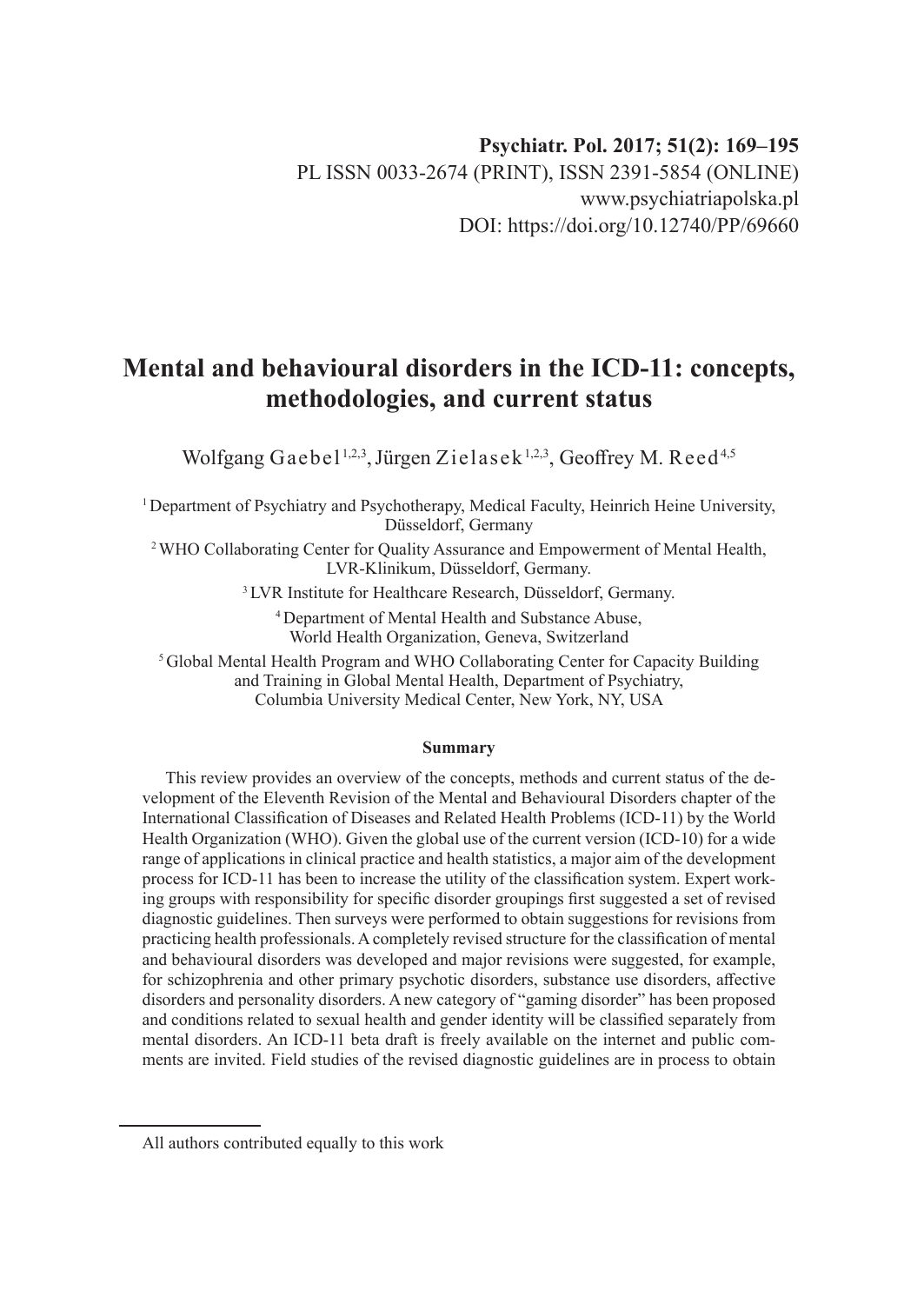Psychiatr. Pol. 2017; 51(2): 169–195

PL ISSN 0033-2674 (PRINT), ISSN 2391-5854 (ONLINE)

www.psychiatriapolska.pl

DOI: https://doi.org/10.12740/PP/69660

# Mental and behavioural disorders in the ICD-11: concepts, methodologies, and current status

Wolfgang Gaebel[1,2,3], Jürgen Zielasek[1,2,3], Geoffrey M. Reed[4,5]

[1] Department of Psychiatry and Psychotherapy, Medical Faculty, Heinrich Heine University, Düsseldorf, Germany

[2] WHO Collaborating Center for Quality Assurance and Empowerment of Mental Health, LVR-Klinikum, Düsseldorf, Germany.

[3] LVR Institute for Healthcare Research, Düsseldorf, Germany.

[4] Department of Mental Health and Substance Abuse, World Health Organization, Geneva, Switzerland

[5] Global Mental Health Program and WHO Collaborating Center for Capacity Building and Training in Global Mental Health, Department of Psychiatry, Columbia University Medical Center, New York, NY, USA

**Summary**

This review provides an overview of the concepts, methods and current status of the development of the Eleventh Revision of the Mental and Behavioural Disorders chapter of the International Classification of Diseases and Related Health Problems (ICD-11) by the World Health Organization (WHO). Given the global use of the current version (ICD-10) for a wide range of applications in clinical practice and health statistics, a major aim of the development process for ICD-11 has been to increase the utility of the classification system. Expert working groups with responsibility for specific disorder groupings first suggested a set of revised diagnostic guidelines. Then surveys were performed to obtain suggestions for revisions from practicing health professionals. A completely revised structure for the classification of mental and behavioural disorders was developed and major revisions were suggested, for example, for schizophrenia and other primary psychotic disorders, substance use disorders, affective disorders and personality disorders. A new category of "gaming disorder" has been proposed and conditions related to sexual health and gender identity will be classified separately from mental disorders. An ICD-11 beta draft is freely available on the internet and public comments are invited. Field studies of the revised diagnostic guidelines are in process to obtain

---

All authors contributed equally to this work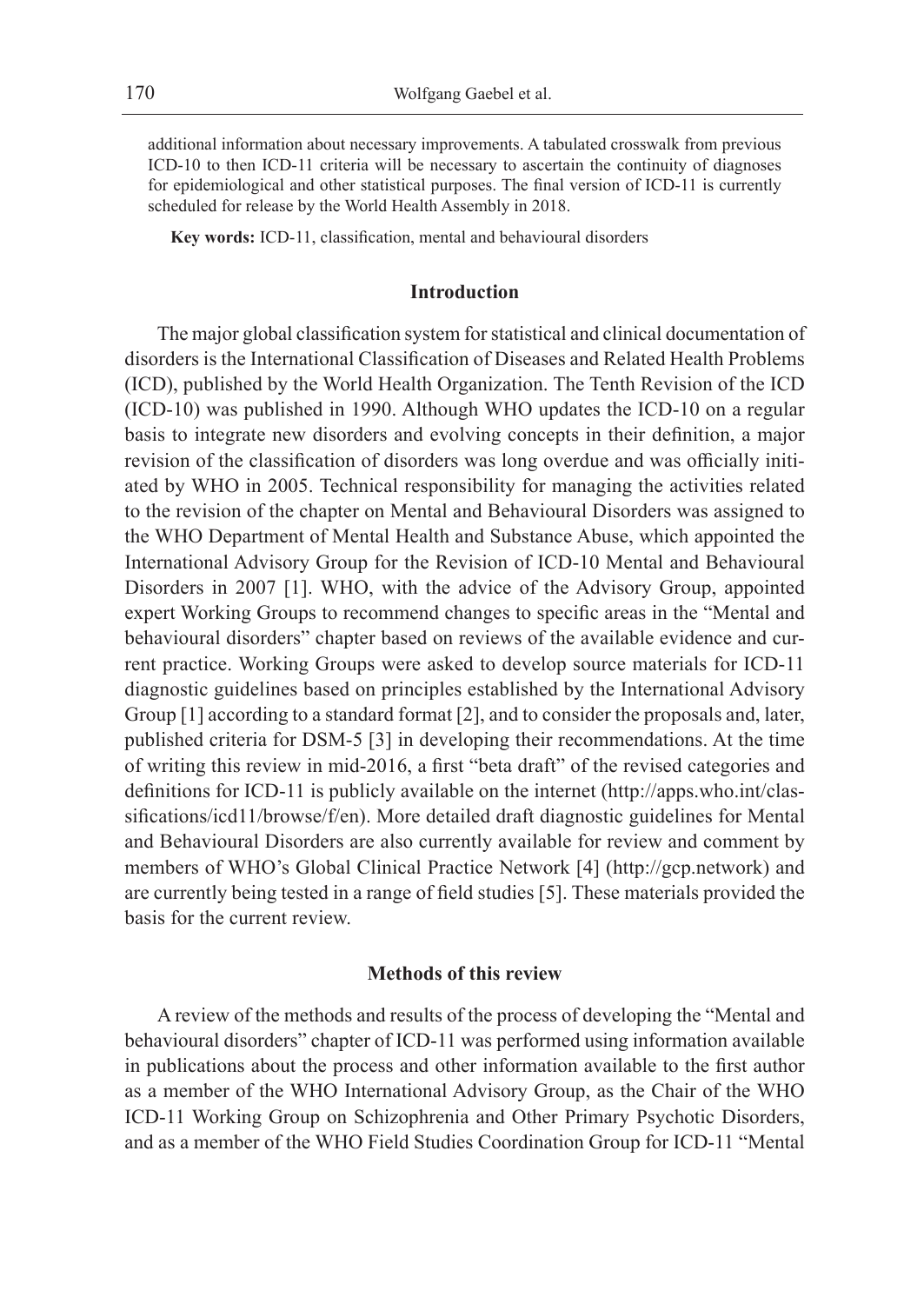additional information about necessary improvements. A tabulated crosswalk from previous ICD-10 to then ICD-11 criteria will be necessary to ascertain the continuity of diagnoses for epidemiological and other statistical purposes. The final version of ICD-11 is currently scheduled for release by the World Health Assembly in 2018.

**Key words:** ICD-11, classification, mental and behavioural disorders

## Introduction

The major global classification system for statistical and clinical documentation of disorders is the International Classification of Diseases and Related Health Problems (ICD), published by the World Health Organization. The Tenth Revision of the ICD (ICD-10) was published in 1990. Although WHO updates the ICD-10 on a regular basis to integrate new disorders and evolving concepts in their definition, a major revision of the classification of disorders was long overdue and was officially initiated by WHO in 2005. Technical responsibility for managing the activities related to the revision of the chapter on Mental and Behavioural Disorders was assigned to the WHO Department of Mental Health and Substance Abuse, which appointed the International Advisory Group for the Revision of ICD-10 Mental and Behavioural Disorders in 2007 [1]. WHO, with the advice of the Advisory Group, appointed expert Working Groups to recommend changes to specific areas in the "Mental and behavioural disorders" chapter based on reviews of the available evidence and current practice. Working Groups were asked to develop source materials for ICD-11 diagnostic guidelines based on principles established by the International Advisory Group [1] according to a standard format [2], and to consider the proposals and, later, published criteria for DSM-5 [3] in developing their recommendations. At the time of writing this review in mid-2016, a first "beta draft" of the revised categories and definitions for ICD-11 is publicly available on the internet (http://apps.who.int/classifications/icd11/browse/f/en). More detailed draft diagnostic guidelines for Mental and Behavioural Disorders are also currently available for review and comment by members of WHO's Global Clinical Practice Network [4] (http://gcp.network) and are currently being tested in a range of field studies [5]. These materials provided the basis for the current review.

## Methods of this review

A review of the methods and results of the process of developing the "Mental and behavioural disorders" chapter of ICD-11 was performed using information available in publications about the process and other information available to the first author as a member of the WHO International Advisory Group, as the Chair of the WHO ICD-11 Working Group on Schizophrenia and Other Primary Psychotic Disorders, and as a member of the WHO Field Studies Coordination Group for ICD-11 "Mental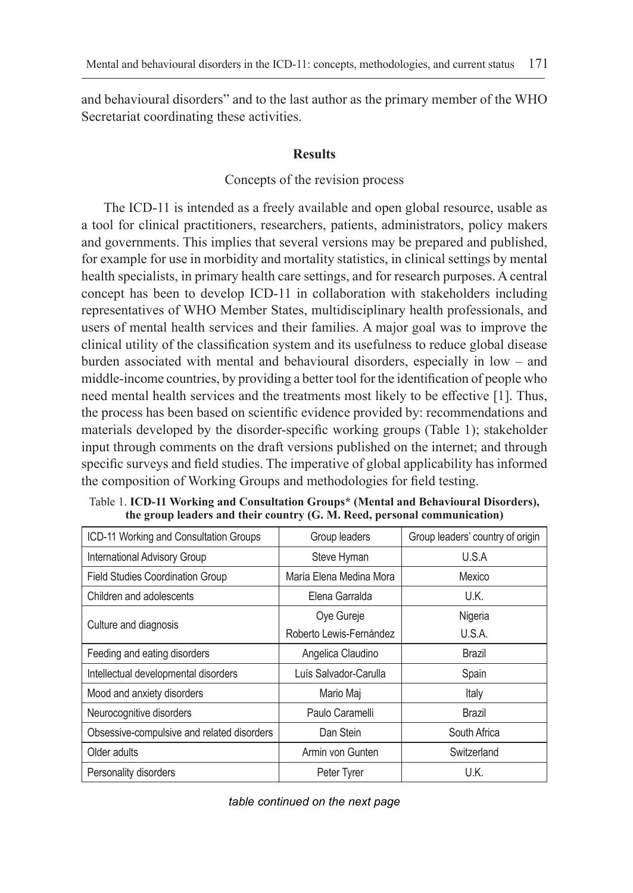and behavioural disorders" and to the last author as the primary member of the WHO Secretariat coordinating these activities.

## Results

### Concepts of the revision process

The ICD-11 is intended as a freely available and open global resource, usable as a tool for clinical practitioners, researchers, patients, administrators, policy makers and governments. This implies that several versions may be prepared and published, for example for use in morbidity and mortality statistics, in clinical settings by mental health specialists, in primary health care settings, and for research purposes. A central concept has been to develop ICD-11 in collaboration with stakeholders including representatives of WHO Member States, multidisciplinary health professionals, and users of mental health services and their families. A major goal was to improve the clinical utility of the classification system and its usefulness to reduce global disease burden associated with mental and behavioural disorders, especially in low – and middle-income countries, by providing a better tool for the identification of people who need mental health services and the treatments most likely to be effective [1]. Thus, the process has been based on scientific evidence provided by: recommendations and materials developed by the disorder-specific working groups (Table 1); stakeholder input through comments on the draft versions published on the internet; and through specific surveys and field studies. The imperative of global applicability has informed the composition of Working Groups and methodologies for field testing.

Table 1. **ICD-11 Working and Consultation Groups\* (Mental and Behavioural Disorders), the group leaders and their country (G. M. Reed, personal communication)**

| ICD-11 Working and Consultation Groups | Group leaders | Group leaders' country of origin |
|---|---|---|
| International Advisory Group | Steve Hyman | U.S.A |
| Field Studies Coordination Group | María Elena Medina Mora | Mexico |
| Children and adolescents | Elena Garralda | U.K. |
| Culture and diagnosis | Oye Gureje<br>Roberto Lewis-Fernández | Nigeria<br>U.S.A. |
| Feeding and eating disorders | Angelica Claudino | Brazil |
| Intellectual developmental disorders | Luís Salvador-Carulla | Spain |
| Mood and anxiety disorders | Mario Maj | Italy |
| Neurocognitive disorders | Paulo Caramelli | Brazil |
| Obsessive-compulsive and related disorders | Dan Stein | South Africa |
| Older adults | Armin von Gunten | Switzerland |
| Personality disorders | Peter Tyrer | U.K. |

*table continued on the next page*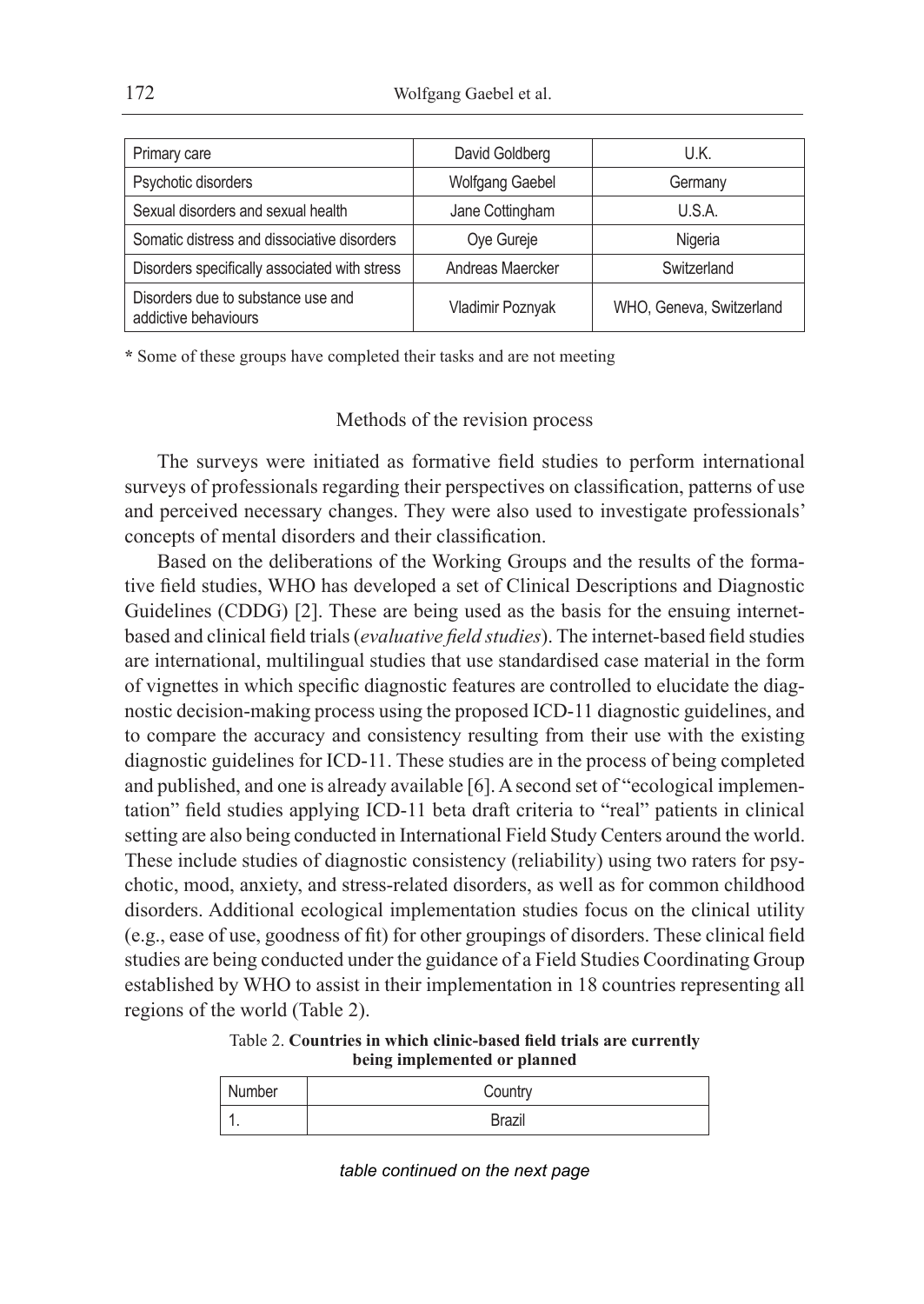| Primary care | David Goldberg | U.K. |
|---|---|---|
| Psychotic disorders | Wolfgang Gaebel | Germany |
| Sexual disorders and sexual health | Jane Cottingham | U.S.A. |
| Somatic distress and dissociative disorders | Oye Gureje | Nigeria |
| Disorders specifically associated with stress | Andreas Maercker | Switzerland |
| Disorders due to substance use and addictive behaviours | Vladimir Poznyak | WHO, Geneva, Switzerland |

* Some of these groups have completed their tasks and are not meeting

## Methods of the revision process

The surveys were initiated as formative field studies to perform international surveys of professionals regarding their perspectives on classification, patterns of use and perceived necessary changes. They were also used to investigate professionals' concepts of mental disorders and their classification.

Based on the deliberations of the Working Groups and the results of the formative field studies, WHO has developed a set of Clinical Descriptions and Diagnostic Guidelines (CDDG) [2]. These are being used as the basis for the ensuing internet-based and clinical field trials (*evaluative field studies*). The internet-based field studies are international, multilingual studies that use standardised case material in the form of vignettes in which specific diagnostic features are controlled to elucidate the diagnostic decision-making process using the proposed ICD-11 diagnostic guidelines, and to compare the accuracy and consistency resulting from their use with the existing diagnostic guidelines for ICD-11. These studies are in the process of being completed and published, and one is already available [6]. A second set of "ecological implementation" field studies applying ICD-11 beta draft criteria to "real" patients in clinical setting are also being conducted in International Field Study Centers around the world. These include studies of diagnostic consistency (reliability) using two raters for psychotic, mood, anxiety, and stress-related disorders, as well as for common childhood disorders. Additional ecological implementation studies focus on the clinical utility (e.g., ease of use, goodness of fit) for other groupings of disorders. These clinical field studies are being conducted under the guidance of a Field Studies Coordinating Group established by WHO to assist in their implementation in 18 countries representing all regions of the world (Table 2).

Table 2. **Countries in which clinic-based field trials are currently being implemented or planned**

| Number | Country |
|---|---|
| 1. | Brazil |

*table continued on the next page*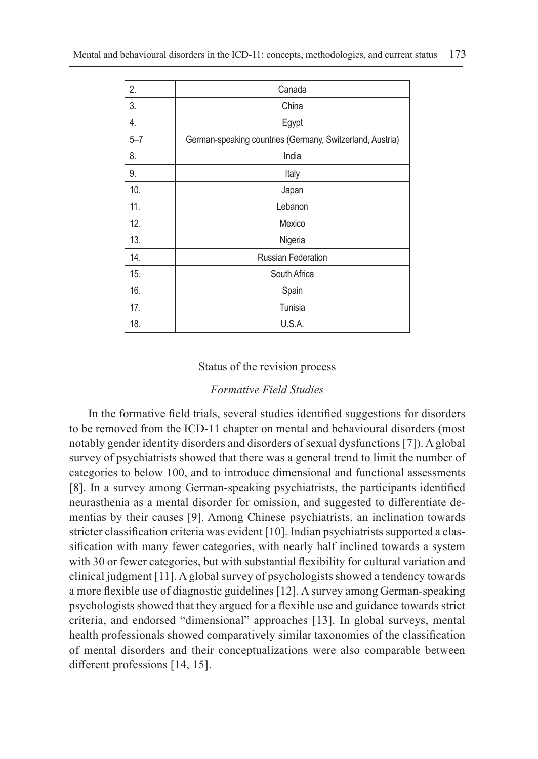| 2. | Canada |
|---|---|
| 3. | China |
| 4. | Egypt |
| 5–7 | German-speaking countries (Germany, Switzerland, Austria) |
| 8. | India |
| 9. | Italy |
| 10. | Japan |
| 11. | Lebanon |
| 12. | Mexico |
| 13. | Nigeria |
| 14. | Russian Federation |
| 15. | South Africa |
| 16. | Spain |
| 17. | Tunisia |
| 18. | U.S.A. |

## Status of the revision process

### *Formative Field Studies*

In the formative field trials, several studies identified suggestions for disorders to be removed from the ICD-11 chapter on mental and behavioural disorders (most notably gender identity disorders and disorders of sexual dysfunctions [7]). A global survey of psychiatrists showed that there was a general trend to limit the number of categories to below 100, and to introduce dimensional and functional assessments [8]. In a survey among German-speaking psychiatrists, the participants identified neurasthenia as a mental disorder for omission, and suggested to differentiate dementias by their causes [9]. Among Chinese psychiatrists, an inclination towards stricter classification criteria was evident [10]. Indian psychiatrists supported a classification with many fewer categories, with nearly half inclined towards a system with 30 or fewer categories, but with substantial flexibility for cultural variation and clinical judgment [11]. A global survey of psychologists showed a tendency towards a more flexible use of diagnostic guidelines [12]. A survey among German-speaking psychologists showed that they argued for a flexible use and guidance towards strict criteria, and endorsed "dimensional" approaches [13]. In global surveys, mental health professionals showed comparatively similar taxonomies of the classification of mental disorders and their conceptualizations were also comparable between different professions [14, 15].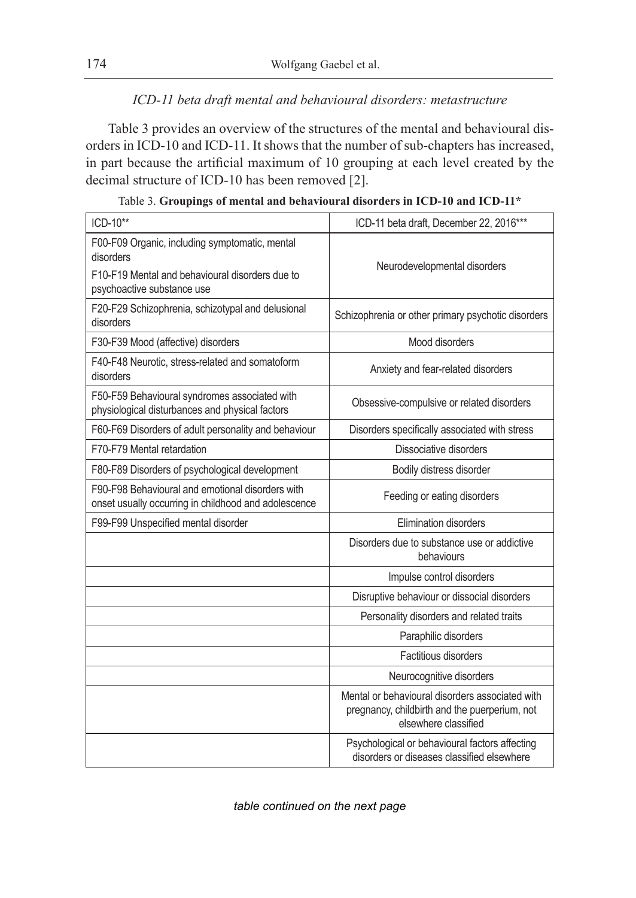*ICD-11 beta draft mental and behavioural disorders: metastructure*

Table 3 provides an overview of the structures of the mental and behavioural disorders in ICD-10 and ICD-11. It shows that the number of sub-chapters has increased, in part because the artificial maximum of 10 grouping at each level created by the decimal structure of ICD-10 has been removed [2].

Table 3. **Groupings of mental and behavioural disorders in ICD-10 and ICD-11***

| ICD-10** | ICD-11 beta draft, December 22, 2016*** |
|---|---|
| F00-F09 Organic, including symptomatic, mental disorders<br>F10-F19 Mental and behavioural disorders due to psychoactive substance use | Neurodevelopmental disorders |
| F20-F29 Schizophrenia, schizotypal and delusional disorders | Schizophrenia or other primary psychotic disorders |
| F30-F39 Mood (affective) disorders | Mood disorders |
| F40-F48 Neurotic, stress-related and somatoform disorders | Anxiety and fear-related disorders |
| F50-F59 Behavioural syndromes associated with physiological disturbances and physical factors | Obsessive-compulsive or related disorders |
| F60-F69 Disorders of adult personality and behaviour | Disorders specifically associated with stress |
| F70-F79 Mental retardation | Dissociative disorders |
| F80-F89 Disorders of psychological development | Bodily distress disorder |
| F90-F98 Behavioural and emotional disorders with onset usually occurring in childhood and adolescence | Feeding or eating disorders |
| F99-F99 Unspecified mental disorder | Elimination disorders |
| | Disorders due to substance use or addictive behaviours |
| | Impulse control disorders |
| | Disruptive behaviour or dissocial disorders |
| | Personality disorders and related traits |
| | Paraphilic disorders |
| | Factitious disorders |
| | Neurocognitive disorders |
| | Mental or behavioural disorders associated with pregnancy, childbirth and the puerperium, not elsewhere classified |
| | Psychological or behavioural factors affecting disorders or diseases classified elsewhere |

*table continued on the next page*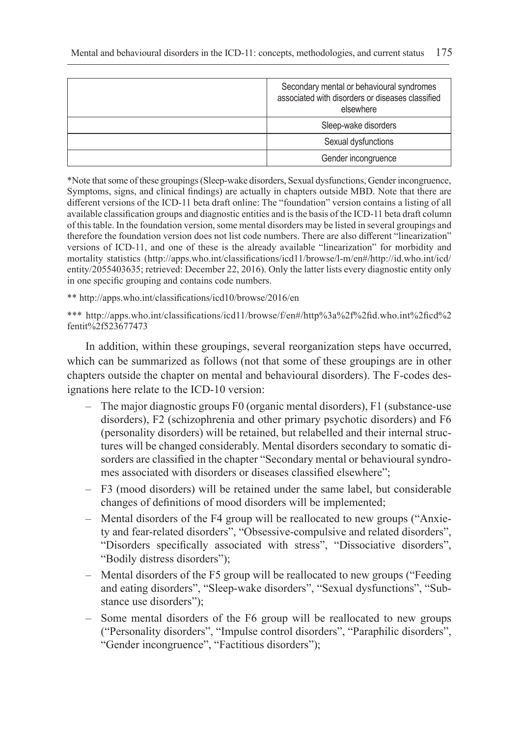| | |
|---|---|
| | Secondary mental or behavioural syndromes associated with disorders or diseases classified elsewhere |
| | Sleep-wake disorders |
| | Sexual dysfunctions |
| | Gender incongruence |

*Note that some of these groupings (Sleep-wake disorders, Sexual dysfunctions, Gender incongruence, Symptoms, signs, and clinical findings) are actually in chapters outside MBD. Note that there are different versions of the ICD-11 beta draft online: The "foundation" version contains a listing of all available classification groups and diagnostic entities and is the basis of the ICD-11 beta draft column of this table. In the foundation version, some mental disorders may be listed in several groupings and therefore the foundation version does not list code numbers. There are also different "linearization" versions of ICD-11, and one of these is the already available "linearization" for morbidity and mortality statistics (http://apps.who.int/classifications/icd11/browse/l-m/en#/http://id.who.int/icd/entity/2055403635; retrieved: December 22, 2016). Only the latter lists every diagnostic entity only in one specific grouping and contains code numbers.

** http://apps.who.int/classifications/icd10/browse/2016/en

*** http://apps.who.int/classifications/icd11/browse/f/en#/http%3a%2f%2fid.who.int%2ficd%2fentit%2f523677473

In addition, within these groupings, several reorganization steps have occurred, which can be summarized as follows (not that some of these groupings are in other chapters outside the chapter on mental and behavioural disorders). The F-codes designations here relate to the ICD-10 version:

- The major diagnostic groups F0 (organic mental disorders), F1 (substance-use disorders), F2 (schizophrenia and other primary psychotic disorders) and F6 (personality disorders) will be retained, but relabelled and their internal structures will be changed considerably. Mental disorders secondary to somatic disorders are classified in the chapter "Secondary mental or behavioural syndromes associated with disorders or diseases classified elsewhere";
- F3 (mood disorders) will be retained under the same label, but considerable changes of definitions of mood disorders will be implemented;
- Mental disorders of the F4 group will be reallocated to new groups ("Anxiety and fear-related disorders", "Obsessive-compulsive and related disorders", "Disorders specifically associated with stress", "Dissociative disorders", "Bodily distress disorders");
- Mental disorders of the F5 group will be reallocated to new groups ("Feeding and eating disorders", "Sleep-wake disorders", "Sexual dysfunctions", "Substance use disorders");
- Some mental disorders of the F6 group will be reallocated to new groups ("Personality disorders", "Impulse control disorders", "Paraphilic disorders", "Gender incongruence", "Factitious disorders");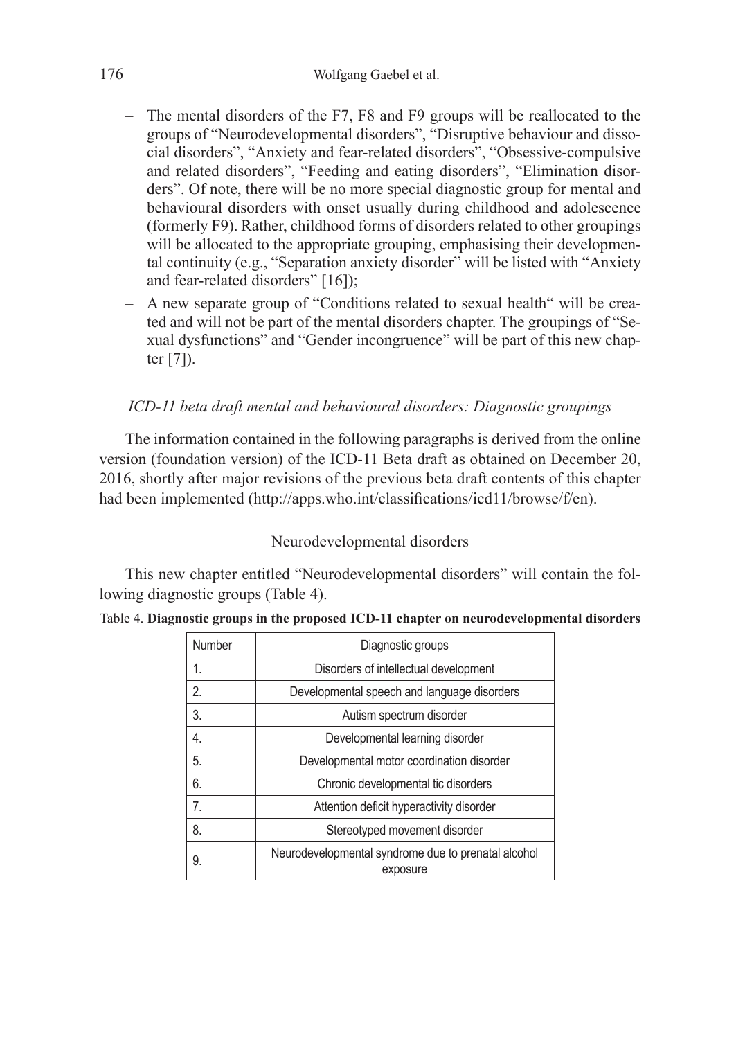- The mental disorders of the F7, F8 and F9 groups will be reallocated to the groups of "Neurodevelopmental disorders", "Disruptive behaviour and dissocial disorders", "Anxiety and fear-related disorders", "Obsessive-compulsive and related disorders", "Feeding and eating disorders", "Elimination disorders". Of note, there will be no more special diagnostic group for mental and behavioural disorders with onset usually during childhood and adolescence (formerly F9). Rather, childhood forms of disorders related to other groupings will be allocated to the appropriate grouping, emphasising their developmental continuity (e.g., "Separation anxiety disorder" will be listed with "Anxiety and fear-related disorders" [16]);
- A new separate group of "Conditions related to sexual health" will be created and will not be part of the mental disorders chapter. The groupings of "Sexual dysfunctions" and "Gender incongruence" will be part of this new chapter [7]).

### *ICD-11 beta draft mental and behavioural disorders: Diagnostic groupings*

The information contained in the following paragraphs is derived from the online version (foundation version) of the ICD-11 Beta draft as obtained on December 20, 2016, shortly after major revisions of the previous beta draft contents of this chapter had been implemented (http://apps.who.int/classifications/icd11/browse/f/en).

#### Neurodevelopmental disorders

This new chapter entitled "Neurodevelopmental disorders" will contain the following diagnostic groups (Table 4).

Table 4. **Diagnostic groups in the proposed ICD-11 chapter on neurodevelopmental disorders**

| Number | Diagnostic groups |
|---|---|
| 1. | Disorders of intellectual development |
| 2. | Developmental speech and language disorders |
| 3. | Autism spectrum disorder |
| 4. | Developmental learning disorder |
| 5. | Developmental motor coordination disorder |
| 6. | Chronic developmental tic disorders |
| 7. | Attention deficit hyperactivity disorder |
| 8. | Stereotyped movement disorder |
| 9. | Neurodevelopmental syndrome due to prenatal alcohol exposure |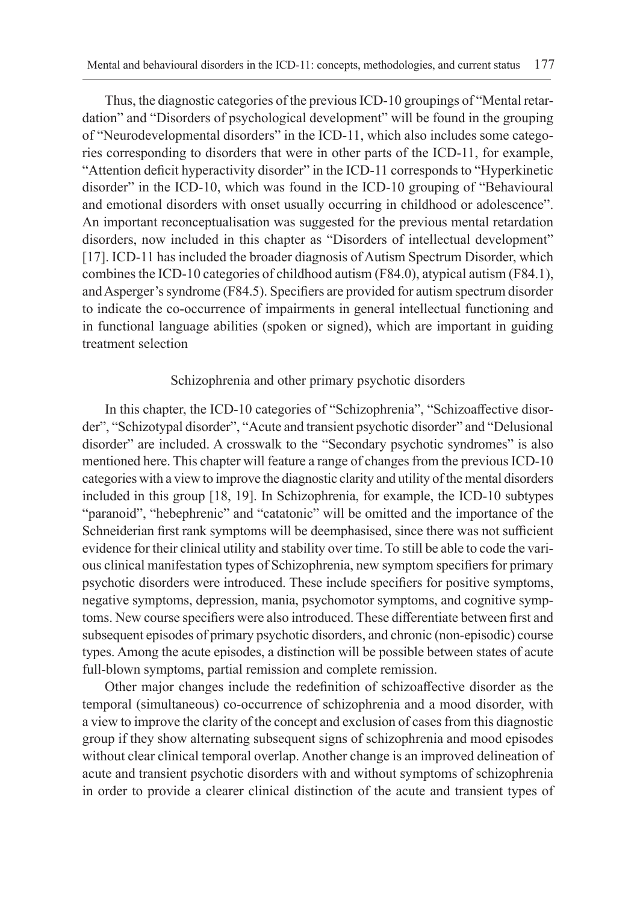Thus, the diagnostic categories of the previous ICD-10 groupings of "Mental retardation" and "Disorders of psychological development" will be found in the grouping of "Neurodevelopmental disorders" in the ICD-11, which also includes some categories corresponding to disorders that were in other parts of the ICD-11, for example, "Attention deficit hyperactivity disorder" in the ICD-11 corresponds to "Hyperkinetic disorder" in the ICD-10, which was found in the ICD-10 grouping of "Behavioural and emotional disorders with onset usually occurring in childhood or adolescence". An important reconceptualisation was suggested for the previous mental retardation disorders, now included in this chapter as "Disorders of intellectual development" [17]. ICD-11 has included the broader diagnosis of Autism Spectrum Disorder, which combines the ICD-10 categories of childhood autism (F84.0), atypical autism (F84.1), and Asperger's syndrome (F84.5). Specifiers are provided for autism spectrum disorder to indicate the co-occurrence of impairments in general intellectual functioning and in functional language abilities (spoken or signed), which are important in guiding treatment selection

### Schizophrenia and other primary psychotic disorders

In this chapter, the ICD-10 categories of "Schizophrenia", "Schizoaffective disorder", "Schizotypal disorder", "Acute and transient psychotic disorder" and "Delusional disorder" are included. A crosswalk to the "Secondary psychotic syndromes" is also mentioned here. This chapter will feature a range of changes from the previous ICD-10 categories with a view to improve the diagnostic clarity and utility of the mental disorders included in this group [18, 19]. In Schizophrenia, for example, the ICD-10 subtypes "paranoid", "hebephrenic" and "catatonic" will be omitted and the importance of the Schneiderian first rank symptoms will be deemphasised, since there was not sufficient evidence for their clinical utility and stability over time. To still be able to code the various clinical manifestation types of Schizophrenia, new symptom specifiers for primary psychotic disorders were introduced. These include specifiers for positive symptoms, negative symptoms, depression, mania, psychomotor symptoms, and cognitive symptoms. New course specifiers were also introduced. These differentiate between first and subsequent episodes of primary psychotic disorders, and chronic (non-episodic) course types. Among the acute episodes, a distinction will be possible between states of acute full-blown symptoms, partial remission and complete remission.

Other major changes include the redefinition of schizoaffective disorder as the temporal (simultaneous) co-occurrence of schizophrenia and a mood disorder, with a view to improve the clarity of the concept and exclusion of cases from this diagnostic group if they show alternating subsequent signs of schizophrenia and mood episodes without clear clinical temporal overlap. Another change is an improved delineation of acute and transient psychotic disorders with and without symptoms of schizophrenia in order to provide a clearer clinical distinction of the acute and transient types of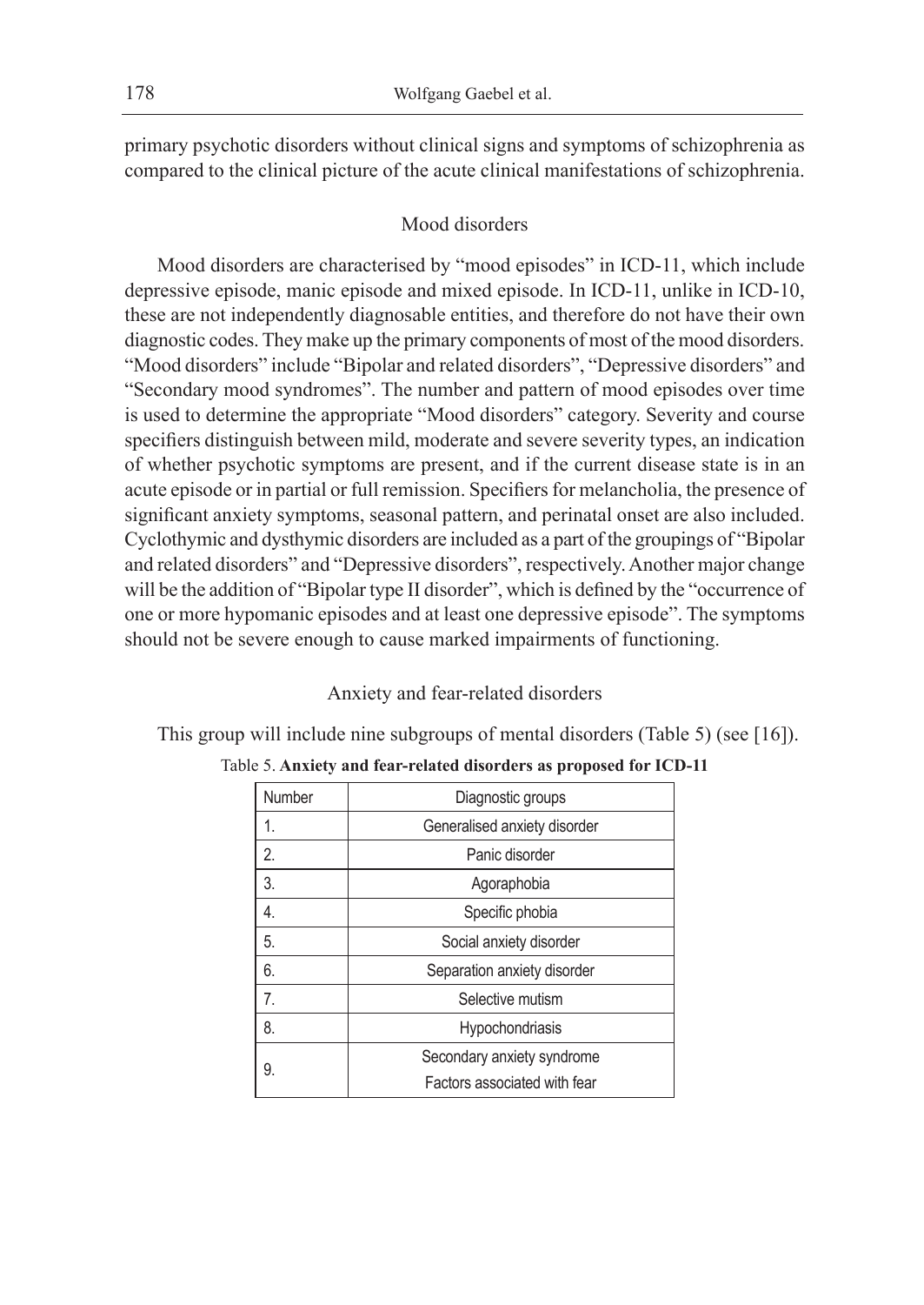primary psychotic disorders without clinical signs and symptoms of schizophrenia as compared to the clinical picture of the acute clinical manifestations of schizophrenia.

### Mood disorders

Mood disorders are characterised by "mood episodes" in ICD-11, which include depressive episode, manic episode and mixed episode. In ICD-11, unlike in ICD-10, these are not independently diagnosable entities, and therefore do not have their own diagnostic codes. They make up the primary components of most of the mood disorders. "Mood disorders" include "Bipolar and related disorders", "Depressive disorders" and "Secondary mood syndromes". The number and pattern of mood episodes over time is used to determine the appropriate "Mood disorders" category. Severity and course specifiers distinguish between mild, moderate and severe severity types, an indication of whether psychotic symptoms are present, and if the current disease state is in an acute episode or in partial or full remission. Specifiers for melancholia, the presence of significant anxiety symptoms, seasonal pattern, and perinatal onset are also included. Cyclothymic and dysthymic disorders are included as a part of the groupings of "Bipolar and related disorders" and "Depressive disorders", respectively. Another major change will be the addition of "Bipolar type II disorder", which is defined by the "occurrence of one or more hypomanic episodes and at least one depressive episode". The symptoms should not be severe enough to cause marked impairments of functioning.

### Anxiety and fear-related disorders

This group will include nine subgroups of mental disorders (Table 5) (see [16]).

Table 5. **Anxiety and fear-related disorders as proposed for ICD-11**

| Number | Diagnostic groups |
|---|---|
| 1. | Generalised anxiety disorder |
| 2. | Panic disorder |
| 3. | Agoraphobia |
| 4. | Specific phobia |
| 5. | Social anxiety disorder |
| 6. | Separation anxiety disorder |
| 7. | Selective mutism |
| 8. | Hypochondriasis |
| 9. | Secondary anxiety syndrome<br>Factors associated with fear |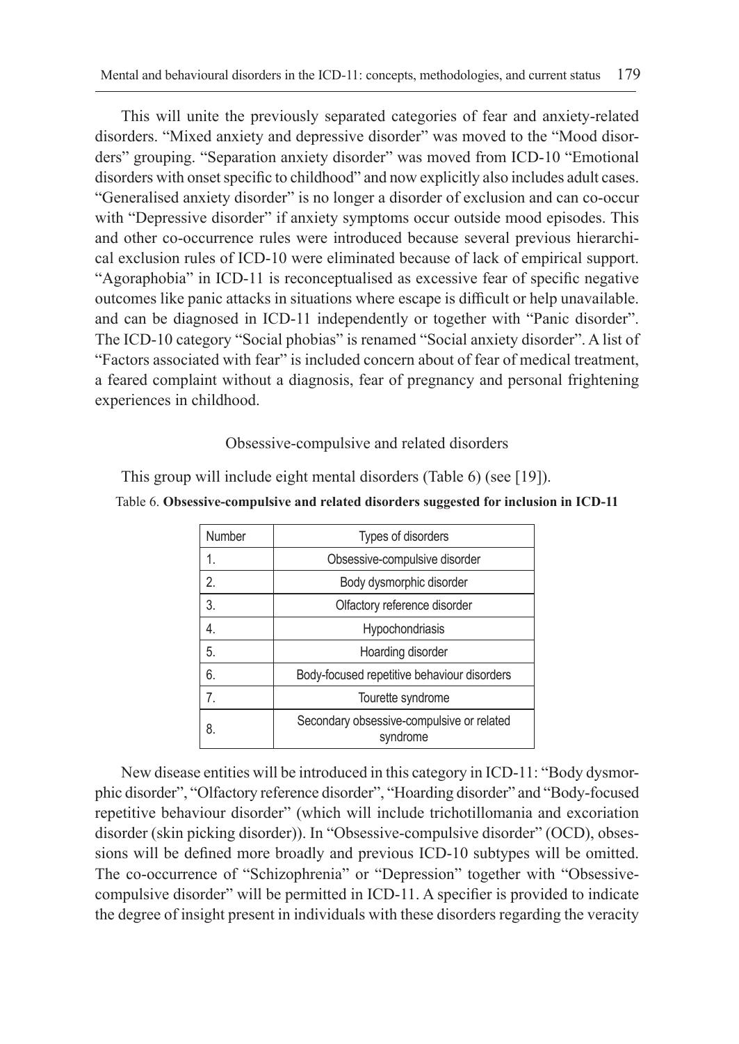This will unite the previously separated categories of fear and anxiety-related disorders. "Mixed anxiety and depressive disorder" was moved to the "Mood disorders" grouping. "Separation anxiety disorder" was moved from ICD-10 "Emotional disorders with onset specific to childhood" and now explicitly also includes adult cases. "Generalised anxiety disorder" is no longer a disorder of exclusion and can co-occur with "Depressive disorder" if anxiety symptoms occur outside mood episodes. This and other co-occurrence rules were introduced because several previous hierarchical exclusion rules of ICD-10 were eliminated because of lack of empirical support. "Agoraphobia" in ICD-11 is reconceptualised as excessive fear of specific negative outcomes like panic attacks in situations where escape is difficult or help unavailable. and can be diagnosed in ICD-11 independently or together with "Panic disorder". The ICD-10 category "Social phobias" is renamed "Social anxiety disorder". A list of "Factors associated with fear" is included concern about of fear of medical treatment, a feared complaint without a diagnosis, fear of pregnancy and personal frightening experiences in childhood.

### Obsessive-compulsive and related disorders

This group will include eight mental disorders (Table 6) (see [19]).

Table 6. **Obsessive-compulsive and related disorders suggested for inclusion in ICD-11**

| Number | Types of disorders |
|---|---|
| 1. | Obsessive-compulsive disorder |
| 2. | Body dysmorphic disorder |
| 3. | Olfactory reference disorder |
| 4. | Hypochondriasis |
| 5. | Hoarding disorder |
| 6. | Body-focused repetitive behaviour disorders |
| 7. | Tourette syndrome |
| 8. | Secondary obsessive-compulsive or related syndrome |

New disease entities will be introduced in this category in ICD-11: "Body dysmorphic disorder", "Olfactory reference disorder", "Hoarding disorder" and "Body-focused repetitive behaviour disorder" (which will include trichotillomania and excoriation disorder (skin picking disorder)). In "Obsessive-compulsive disorder" (OCD), obsessions will be defined more broadly and previous ICD-10 subtypes will be omitted. The co-occurrence of "Schizophrenia" or "Depression" together with "Obsessive-compulsive disorder" will be permitted in ICD-11. A specifier is provided to indicate the degree of insight present in individuals with these disorders regarding the veracity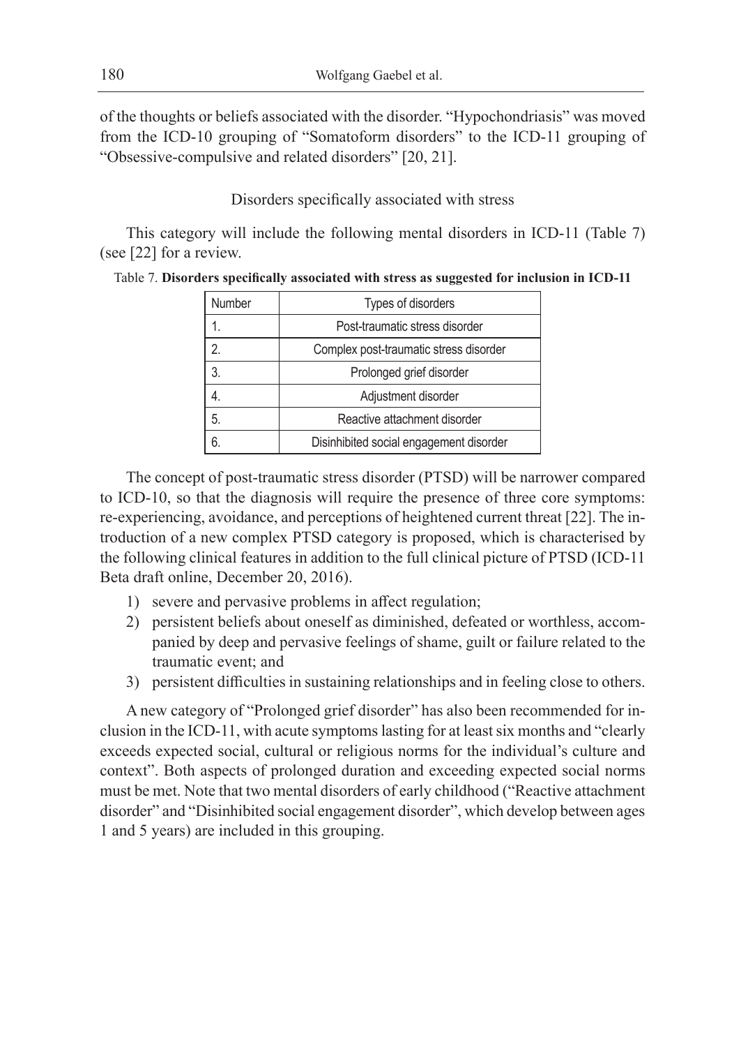of the thoughts or beliefs associated with the disorder. "Hypochondriasis" was moved from the ICD-10 grouping of "Somatoform disorders" to the ICD-11 grouping of "Obsessive-compulsive and related disorders" [20, 21].

### Disorders specifically associated with stress

This category will include the following mental disorders in ICD-11 (Table 7) (see [22] for a review.

Table 7. **Disorders specifically associated with stress as suggested for inclusion in ICD-11**

| Number | Types of disorders |
|---|---|
| 1. | Post-traumatic stress disorder |
| 2. | Complex post-traumatic stress disorder |
| 3. | Prolonged grief disorder |
| 4. | Adjustment disorder |
| 5. | Reactive attachment disorder |
| 6. | Disinhibited social engagement disorder |

The concept of post-traumatic stress disorder (PTSD) will be narrower compared to ICD-10, so that the diagnosis will require the presence of three core symptoms: re-experiencing, avoidance, and perceptions of heightened current threat [22]. The introduction of a new complex PTSD category is proposed, which is characterised by the following clinical features in addition to the full clinical picture of PTSD (ICD-11 Beta draft online, December 20, 2016).

1) severe and pervasive problems in affect regulation;
2) persistent beliefs about oneself as diminished, defeated or worthless, accompanied by deep and pervasive feelings of shame, guilt or failure related to the traumatic event; and
3) persistent difficulties in sustaining relationships and in feeling close to others.

A new category of "Prolonged grief disorder" has also been recommended for inclusion in the ICD-11, with acute symptoms lasting for at least six months and "clearly exceeds expected social, cultural or religious norms for the individual's culture and context". Both aspects of prolonged duration and exceeding expected social norms must be met. Note that two mental disorders of early childhood ("Reactive attachment disorder" and "Disinhibited social engagement disorder", which develop between ages 1 and 5 years) are included in this grouping.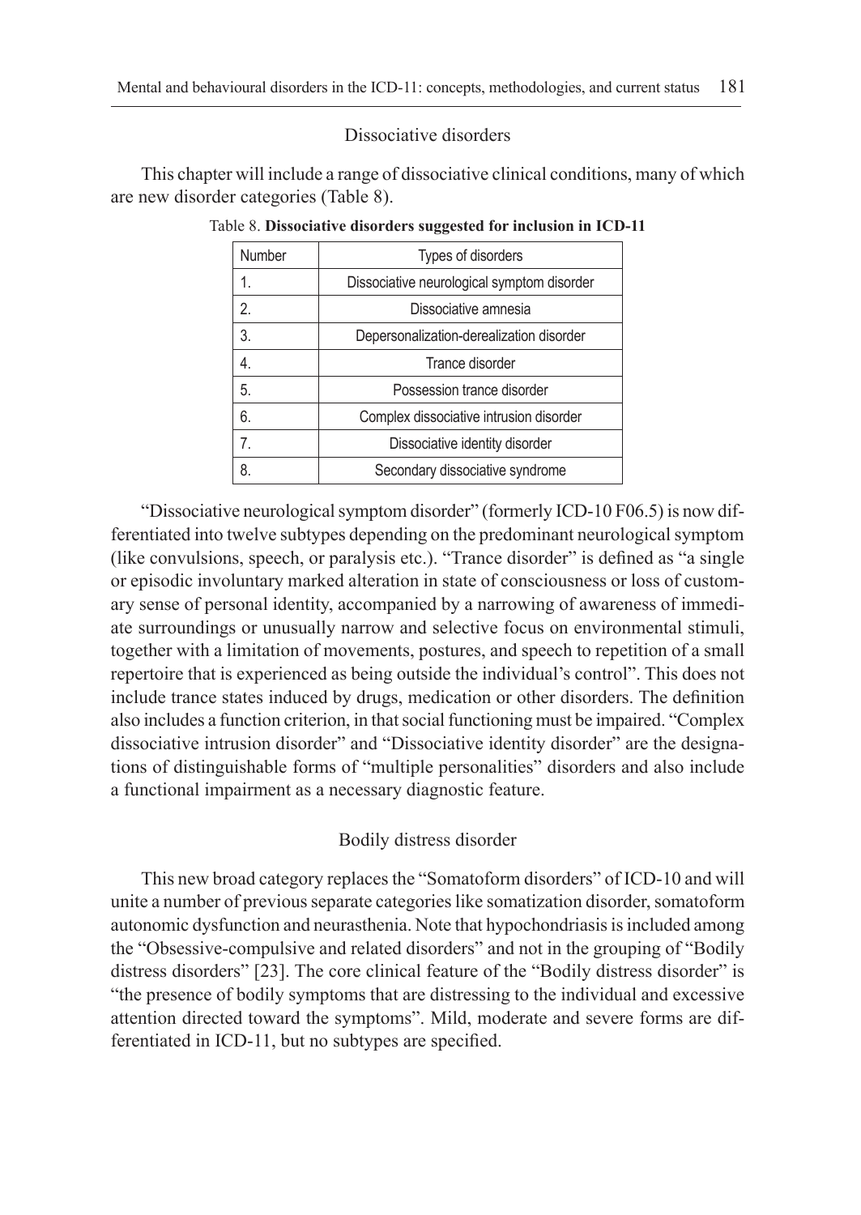## Dissociative disorders

This chapter will include a range of dissociative clinical conditions, many of which are new disorder categories (Table 8).

Table 8. **Dissociative disorders suggested for inclusion in ICD-11**

| Number | Types of disorders |
|---|---|
| 1. | Dissociative neurological symptom disorder |
| 2. | Dissociative amnesia |
| 3. | Depersonalization-derealization disorder |
| 4. | Trance disorder |
| 5. | Possession trance disorder |
| 6. | Complex dissociative intrusion disorder |
| 7. | Dissociative identity disorder |
| 8. | Secondary dissociative syndrome |

"Dissociative neurological symptom disorder" (formerly ICD-10 F06.5) is now differentiated into twelve subtypes depending on the predominant neurological symptom (like convulsions, speech, or paralysis etc.). "Trance disorder" is defined as "a single or episodic involuntary marked alteration in state of consciousness or loss of customary sense of personal identity, accompanied by a narrowing of awareness of immediate surroundings or unusually narrow and selective focus on environmental stimuli, together with a limitation of movements, postures, and speech to repetition of a small repertoire that is experienced as being outside the individual's control". This does not include trance states induced by drugs, medication or other disorders. The definition also includes a function criterion, in that social functioning must be impaired. "Complex dissociative intrusion disorder" and "Dissociative identity disorder" are the designations of distinguishable forms of "multiple personalities" disorders and also include a functional impairment as a necessary diagnostic feature.

## Bodily distress disorder

This new broad category replaces the "Somatoform disorders" of ICD-10 and will unite a number of previous separate categories like somatization disorder, somatoform autonomic dysfunction and neurasthenia. Note that hypochondriasis is included among the "Obsessive-compulsive and related disorders" and not in the grouping of "Bodily distress disorders" [23]. The core clinical feature of the "Bodily distress disorder" is "the presence of bodily symptoms that are distressing to the individual and excessive attention directed toward the symptoms". Mild, moderate and severe forms are differentiated in ICD-11, but no subtypes are specified.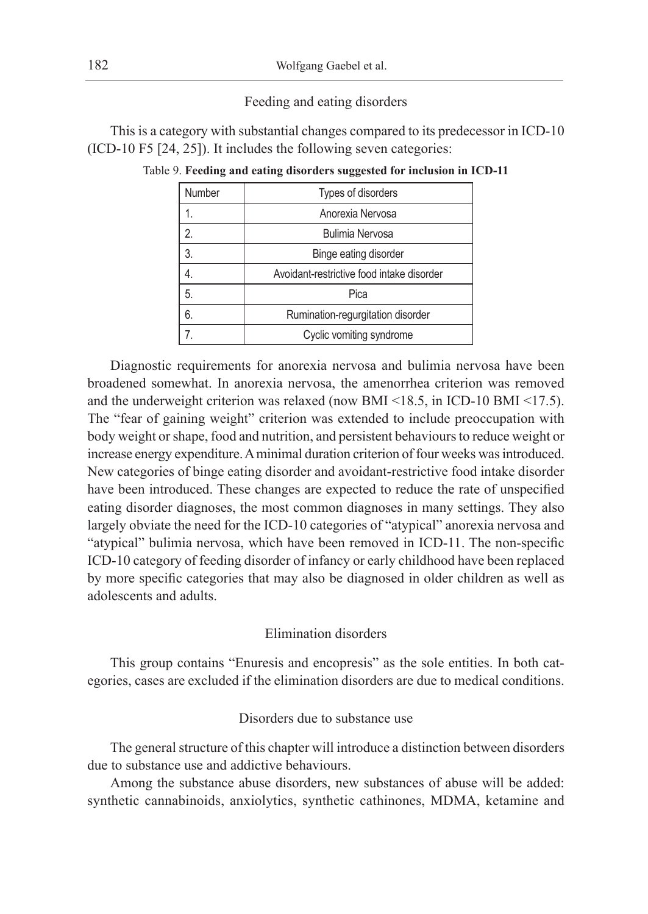### Feeding and eating disorders

This is a category with substantial changes compared to its predecessor in ICD-10 (ICD-10 F5 [24, 25]). It includes the following seven categories:

Table 9. **Feeding and eating disorders suggested for inclusion in ICD-11**

| Number | Types of disorders |
|---|---|
| 1. | Anorexia Nervosa |
| 2. | Bulimia Nervosa |
| 3. | Binge eating disorder |
| 4. | Avoidant-restrictive food intake disorder |
| 5. | Pica |
| 6. | Rumination-regurgitation disorder |
| 7. | Cyclic vomiting syndrome |

Diagnostic requirements for anorexia nervosa and bulimia nervosa have been broadened somewhat. In anorexia nervosa, the amenorrhea criterion was removed and the underweight criterion was relaxed (now BMI <18.5, in ICD-10 BMI <17.5). The "fear of gaining weight" criterion was extended to include preoccupation with body weight or shape, food and nutrition, and persistent behaviours to reduce weight or increase energy expenditure. A minimal duration criterion of four weeks was introduced. New categories of binge eating disorder and avoidant-restrictive food intake disorder have been introduced. These changes are expected to reduce the rate of unspecified eating disorder diagnoses, the most common diagnoses in many settings. They also largely obviate the need for the ICD-10 categories of "atypical" anorexia nervosa and "atypical" bulimia nervosa, which have been removed in ICD-11. The non-specific ICD-10 category of feeding disorder of infancy or early childhood have been replaced by more specific categories that may also be diagnosed in older children as well as adolescents and adults.

### Elimination disorders

This group contains "Enuresis and encopresis" as the sole entities. In both categories, cases are excluded if the elimination disorders are due to medical conditions.

### Disorders due to substance use

The general structure of this chapter will introduce a distinction between disorders due to substance use and addictive behaviours.

Among the substance abuse disorders, new substances of abuse will be added: synthetic cannabinoids, anxiolytics, synthetic cathinones, MDMA, ketamine and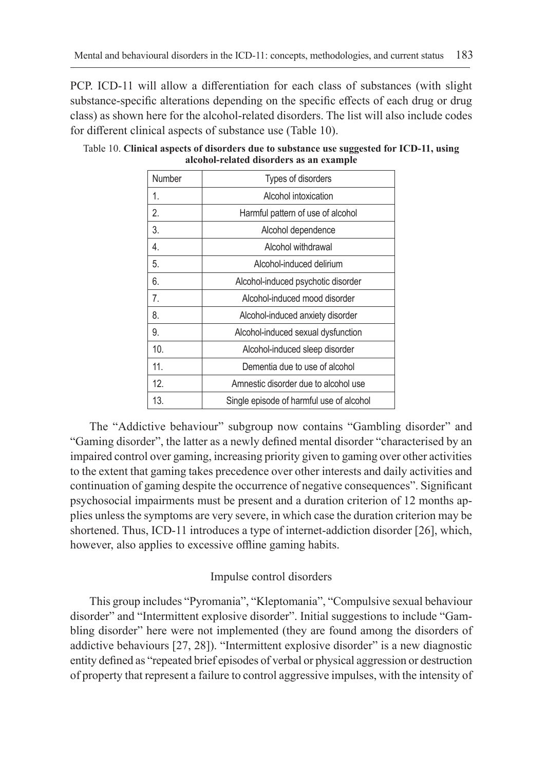PCP. ICD-11 will allow a differentiation for each class of substances (with slight substance-specific alterations depending on the specific effects of each drug or drug class) as shown here for the alcohol-related disorders. The list will also include codes for different clinical aspects of substance use (Table 10).

Table 10. **Clinical aspects of disorders due to substance use suggested for ICD-11, using alcohol-related disorders as an example**

| Number | Types of disorders |
|---|---|
| 1. | Alcohol intoxication |
| 2. | Harmful pattern of use of alcohol |
| 3. | Alcohol dependence |
| 4. | Alcohol withdrawal |
| 5. | Alcohol-induced delirium |
| 6. | Alcohol-induced psychotic disorder |
| 7. | Alcohol-induced mood disorder |
| 8. | Alcohol-induced anxiety disorder |
| 9. | Alcohol-induced sexual dysfunction |
| 10. | Alcohol-induced sleep disorder |
| 11. | Dementia due to use of alcohol |
| 12. | Amnestic disorder due to alcohol use |
| 13. | Single episode of harmful use of alcohol |

The "Addictive behaviour" subgroup now contains "Gambling disorder" and "Gaming disorder", the latter as a newly defined mental disorder "characterised by an impaired control over gaming, increasing priority given to gaming over other activities to the extent that gaming takes precedence over other interests and daily activities and continuation of gaming despite the occurrence of negative consequences". Significant psychosocial impairments must be present and a duration criterion of 12 months applies unless the symptoms are very severe, in which case the duration criterion may be shortened. Thus, ICD-11 introduces a type of internet-addiction disorder [26], which, however, also applies to excessive offline gaming habits.

## Impulse control disorders

This group includes "Pyromania", "Kleptomania", "Compulsive sexual behaviour disorder" and "Intermittent explosive disorder". Initial suggestions to include "Gambling disorder" here were not implemented (they are found among the disorders of addictive behaviours [27, 28]). "Intermittent explosive disorder" is a new diagnostic entity defined as "repeated brief episodes of verbal or physical aggression or destruction of property that represent a failure to control aggressive impulses, with the intensity of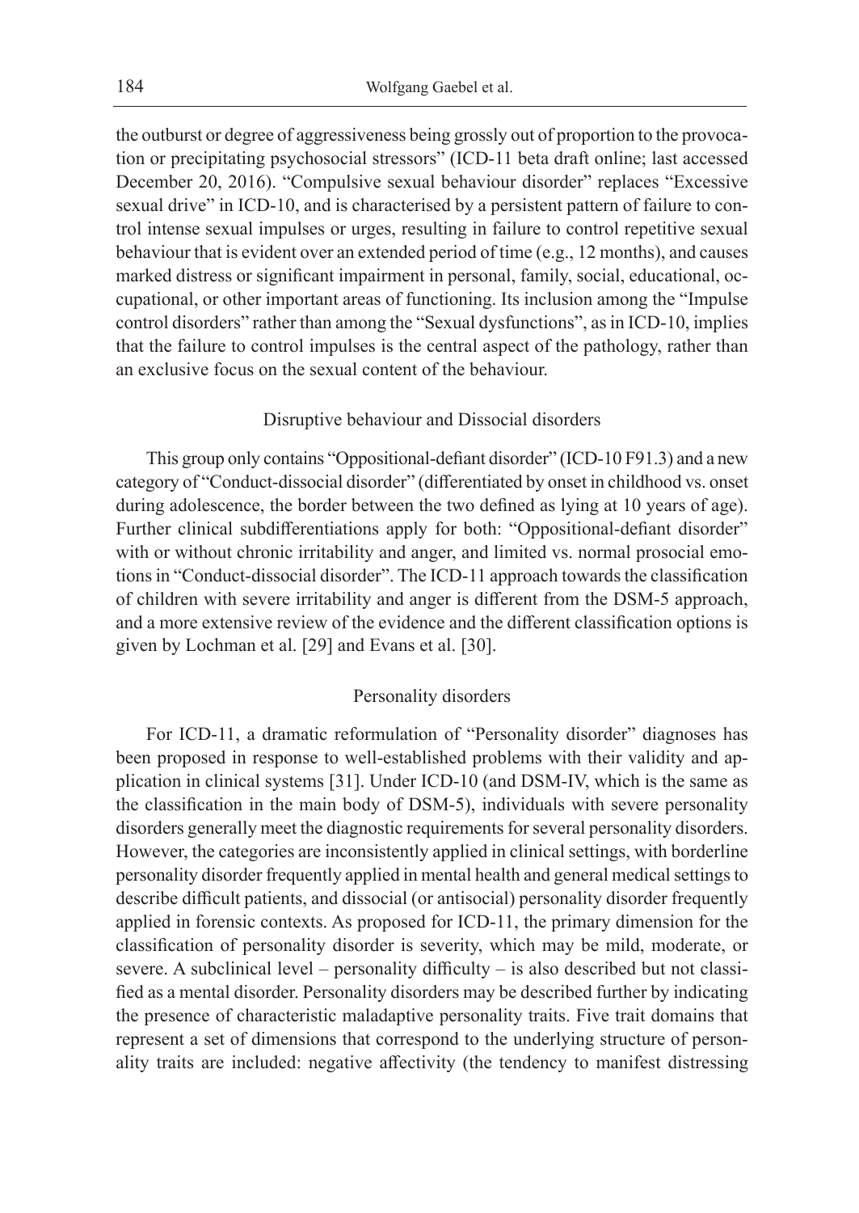the outburst or degree of aggressiveness being grossly out of proportion to the provocation or precipitating psychosocial stressors" (ICD-11 beta draft online; last accessed December 20, 2016). "Compulsive sexual behaviour disorder" replaces "Excessive sexual drive" in ICD-10, and is characterised by a persistent pattern of failure to control intense sexual impulses or urges, resulting in failure to control repetitive sexual behaviour that is evident over an extended period of time (e.g., 12 months), and causes marked distress or significant impairment in personal, family, social, educational, occupational, or other important areas of functioning. Its inclusion among the "Impulse control disorders" rather than among the "Sexual dysfunctions", as in ICD-10, implies that the failure to control impulses is the central aspect of the pathology, rather than an exclusive focus on the sexual content of the behaviour.

### Disruptive behaviour and Dissocial disorders

This group only contains "Oppositional-defiant disorder" (ICD-10 F91.3) and a new category of "Conduct-dissocial disorder" (differentiated by onset in childhood vs. onset during adolescence, the border between the two defined as lying at 10 years of age). Further clinical subdifferentiations apply for both: "Oppositional-defiant disorder" with or without chronic irritability and anger, and limited vs. normal prosocial emotions in "Conduct-dissocial disorder". The ICD-11 approach towards the classification of children with severe irritability and anger is different from the DSM-5 approach, and a more extensive review of the evidence and the different classification options is given by Lochman et al. [29] and Evans et al. [30].

### Personality disorders

For ICD-11, a dramatic reformulation of "Personality disorder" diagnoses has been proposed in response to well-established problems with their validity and application in clinical systems [31]. Under ICD-10 (and DSM-IV, which is the same as the classification in the main body of DSM-5), individuals with severe personality disorders generally meet the diagnostic requirements for several personality disorders. However, the categories are inconsistently applied in clinical settings, with borderline personality disorder frequently applied in mental health and general medical settings to describe difficult patients, and dissocial (or antisocial) personality disorder frequently applied in forensic contexts. As proposed for ICD-11, the primary dimension for the classification of personality disorder is severity, which may be mild, moderate, or severe. A subclinical level – personality difficulty – is also described but not classified as a mental disorder. Personality disorders may be described further by indicating the presence of characteristic maladaptive personality traits. Five trait domains that represent a set of dimensions that correspond to the underlying structure of personality traits are included: negative affectivity (the tendency to manifest distressing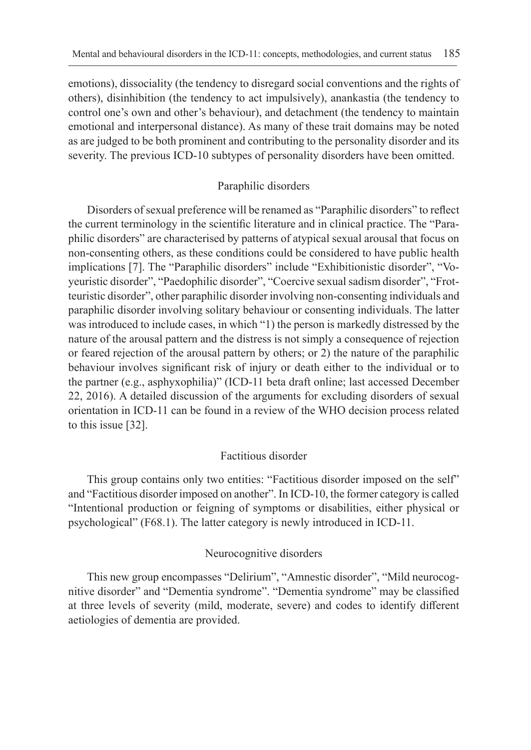emotions), dissociality (the tendency to disregard social conventions and the rights of others), disinhibition (the tendency to act impulsively), anankastia (the tendency to control one's own and other's behaviour), and detachment (the tendency to maintain emotional and interpersonal distance). As many of these trait domains may be noted as are judged to be both prominent and contributing to the personality disorder and its severity. The previous ICD-10 subtypes of personality disorders have been omitted.

### Paraphilic disorders

Disorders of sexual preference will be renamed as "Paraphilic disorders" to reflect the current terminology in the scientific literature and in clinical practice. The "Paraphilic disorders" are characterised by patterns of atypical sexual arousal that focus on non-consenting others, as these conditions could be considered to have public health implications [7]. The "Paraphilic disorders" include "Exhibitionistic disorder", "Voyeuristic disorder", "Paedophilic disorder", "Coercive sexual sadism disorder", "Frotteuristic disorder", other paraphilic disorder involving non-consenting individuals and paraphilic disorder involving solitary behaviour or consenting individuals. The latter was introduced to include cases, in which "1) the person is markedly distressed by the nature of the arousal pattern and the distress is not simply a consequence of rejection or feared rejection of the arousal pattern by others; or 2) the nature of the paraphilic behaviour involves significant risk of injury or death either to the individual or to the partner (e.g., asphyxophilia)" (ICD-11 beta draft online; last accessed December 22, 2016). A detailed discussion of the arguments for excluding disorders of sexual orientation in ICD-11 can be found in a review of the WHO decision process related to this issue [32].

### Factitious disorder

This group contains only two entities: "Factitious disorder imposed on the self" and "Factitious disorder imposed on another". In ICD-10, the former category is called "Intentional production or feigning of symptoms or disabilities, either physical or psychological" (F68.1). The latter category is newly introduced in ICD-11.

### Neurocognitive disorders

This new group encompasses "Delirium", "Amnestic disorder", "Mild neurocognitive disorder" and "Dementia syndrome". "Dementia syndrome" may be classified at three levels of severity (mild, moderate, severe) and codes to identify different aetiologies of dementia are provided.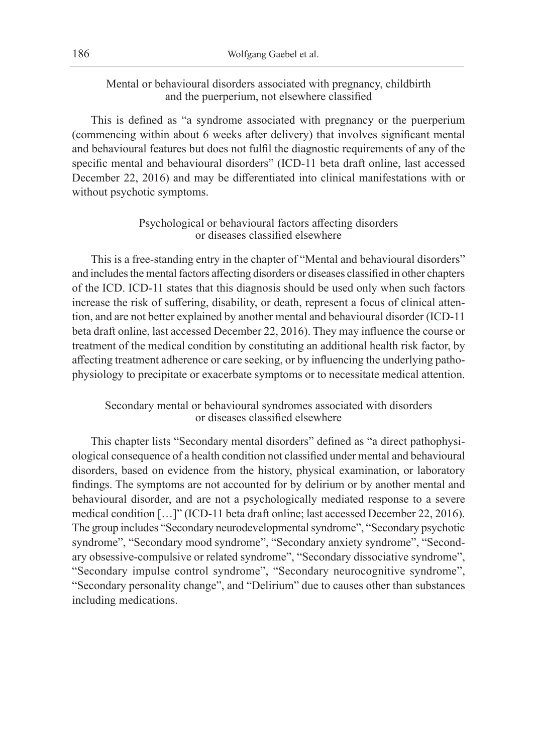### Mental or behavioural disorders associated with pregnancy, childbirth and the puerperium, not elsewhere classified

This is defined as "a syndrome associated with pregnancy or the puerperium (commencing within about 6 weeks after delivery) that involves significant mental and behavioural features but does not fulfil the diagnostic requirements of any of the specific mental and behavioural disorders" (ICD-11 beta draft online, last accessed December 22, 2016) and may be differentiated into clinical manifestations with or without psychotic symptoms.

### Psychological or behavioural factors affecting disorders or diseases classified elsewhere

This is a free-standing entry in the chapter of "Mental and behavioural disorders" and includes the mental factors affecting disorders or diseases classified in other chapters of the ICD. ICD-11 states that this diagnosis should be used only when such factors increase the risk of suffering, disability, or death, represent a focus of clinical attention, and are not better explained by another mental and behavioural disorder (ICD-11 beta draft online, last accessed December 22, 2016). They may influence the course or treatment of the medical condition by constituting an additional health risk factor, by affecting treatment adherence or care seeking, or by influencing the underlying pathophysiology to precipitate or exacerbate symptoms or to necessitate medical attention.

### Secondary mental or behavioural syndromes associated with disorders or diseases classified elsewhere

This chapter lists "Secondary mental disorders" defined as "a direct pathophysiological consequence of a health condition not classified under mental and behavioural disorders, based on evidence from the history, physical examination, or laboratory findings. The symptoms are not accounted for by delirium or by another mental and behavioural disorder, and are not a psychologically mediated response to a severe medical condition […]" (ICD-11 beta draft online; last accessed December 22, 2016). The group includes "Secondary neurodevelopmental syndrome", "Secondary psychotic syndrome", "Secondary mood syndrome", "Secondary anxiety syndrome", "Secondary obsessive-compulsive or related syndrome", "Secondary dissociative syndrome", "Secondary impulse control syndrome", "Secondary neurocognitive syndrome", "Secondary personality change", and "Delirium" due to causes other than substances including medications.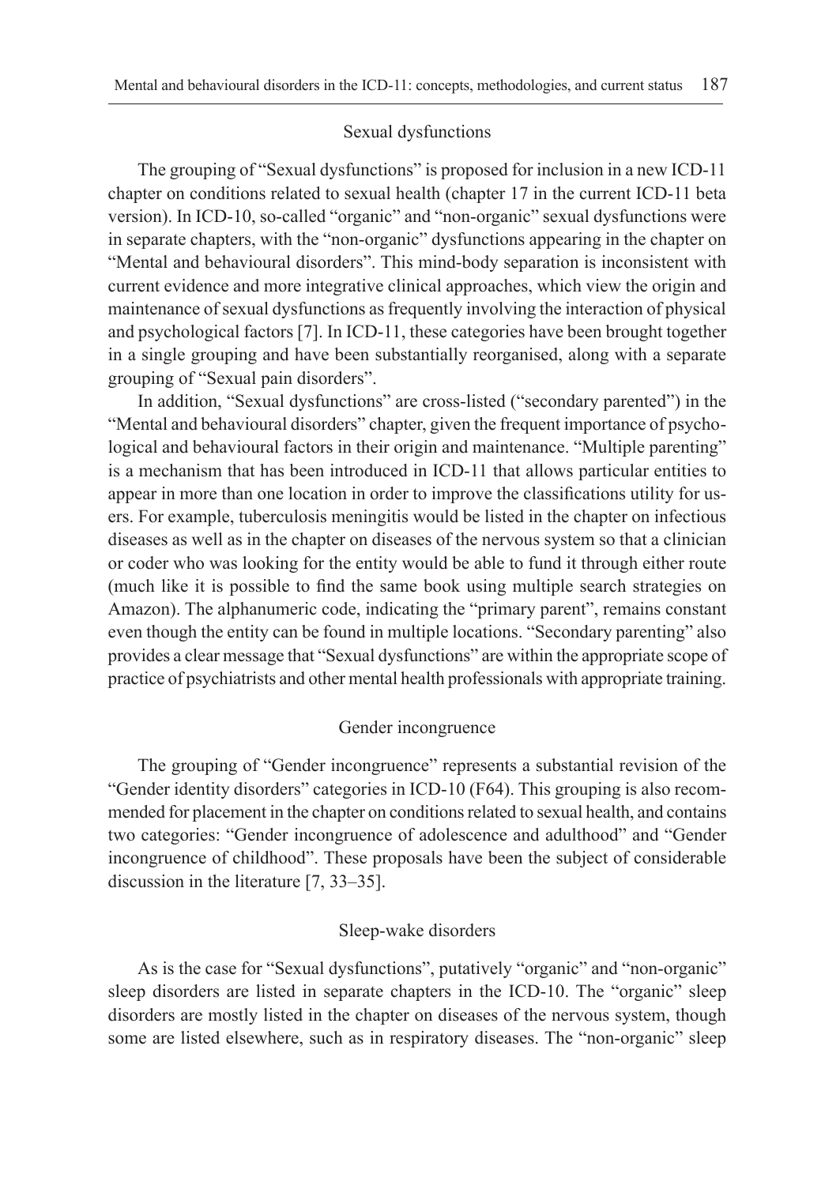## Sexual dysfunctions

The grouping of "Sexual dysfunctions" is proposed for inclusion in a new ICD-11 chapter on conditions related to sexual health (chapter 17 in the current ICD-11 beta version). In ICD-10, so-called "organic" and "non-organic" sexual dysfunctions were in separate chapters, with the "non-organic" dysfunctions appearing in the chapter on "Mental and behavioural disorders". This mind-body separation is inconsistent with current evidence and more integrative clinical approaches, which view the origin and maintenance of sexual dysfunctions as frequently involving the interaction of physical and psychological factors [7]. In ICD-11, these categories have been brought together in a single grouping and have been substantially reorganised, along with a separate grouping of "Sexual pain disorders".

In addition, "Sexual dysfunctions" are cross-listed ("secondary parented") in the "Mental and behavioural disorders" chapter, given the frequent importance of psychological and behavioural factors in their origin and maintenance. "Multiple parenting" is a mechanism that has been introduced in ICD-11 that allows particular entities to appear in more than one location in order to improve the classifications utility for users. For example, tuberculosis meningitis would be listed in the chapter on infectious diseases as well as in the chapter on diseases of the nervous system so that a clinician or coder who was looking for the entity would be able to fund it through either route (much like it is possible to find the same book using multiple search strategies on Amazon). The alphanumeric code, indicating the "primary parent", remains constant even though the entity can be found in multiple locations. "Secondary parenting" also provides a clear message that "Sexual dysfunctions" are within the appropriate scope of practice of psychiatrists and other mental health professionals with appropriate training.

## Gender incongruence

The grouping of "Gender incongruence" represents a substantial revision of the "Gender identity disorders" categories in ICD-10 (F64). This grouping is also recommended for placement in the chapter on conditions related to sexual health, and contains two categories: "Gender incongruence of adolescence and adulthood" and "Gender incongruence of childhood". These proposals have been the subject of considerable discussion in the literature [7, 33–35].

## Sleep-wake disorders

As is the case for "Sexual dysfunctions", putatively "organic" and "non-organic" sleep disorders are listed in separate chapters in the ICD-10. The "organic" sleep disorders are mostly listed in the chapter on diseases of the nervous system, though some are listed elsewhere, such as in respiratory diseases. The "non-organic" sleep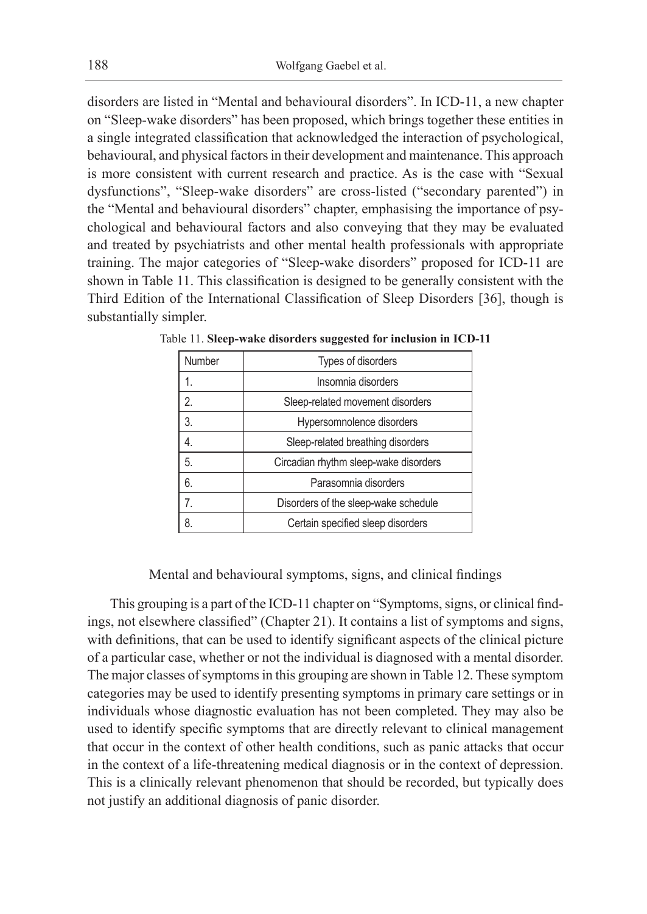disorders are listed in "Mental and behavioural disorders". In ICD-11, a new chapter on "Sleep-wake disorders" has been proposed, which brings together these entities in a single integrated classification that acknowledged the interaction of psychological, behavioural, and physical factors in their development and maintenance. This approach is more consistent with current research and practice. As is the case with "Sexual dysfunctions", "Sleep-wake disorders" are cross-listed ("secondary parented") in the "Mental and behavioural disorders" chapter, emphasising the importance of psychological and behavioural factors and also conveying that they may be evaluated and treated by psychiatrists and other mental health professionals with appropriate training. The major categories of "Sleep-wake disorders" proposed for ICD-11 are shown in Table 11. This classification is designed to be generally consistent with the Third Edition of the International Classification of Sleep Disorders [36], though is substantially simpler.

Table 11. **Sleep-wake disorders suggested for inclusion in ICD-11**

| Number | Types of disorders |
|---|---|
| 1. | Insomnia disorders |
| 2. | Sleep-related movement disorders |
| 3. | Hypersomnolence disorders |
| 4. | Sleep-related breathing disorders |
| 5. | Circadian rhythm sleep-wake disorders |
| 6. | Parasomnia disorders |
| 7. | Disorders of the sleep-wake schedule |
| 8. | Certain specified sleep disorders |

## Mental and behavioural symptoms, signs, and clinical findings

This grouping is a part of the ICD-11 chapter on "Symptoms, signs, or clinical findings, not elsewhere classified" (Chapter 21). It contains a list of symptoms and signs, with definitions, that can be used to identify significant aspects of the clinical picture of a particular case, whether or not the individual is diagnosed with a mental disorder. The major classes of symptoms in this grouping are shown in Table 12. These symptom categories may be used to identify presenting symptoms in primary care settings or in individuals whose diagnostic evaluation has not been completed. They may also be used to identify specific symptoms that are directly relevant to clinical management that occur in the context of other health conditions, such as panic attacks that occur in the context of a life-threatening medical diagnosis or in the context of depression. This is a clinically relevant phenomenon that should be recorded, but typically does not justify an additional diagnosis of panic disorder.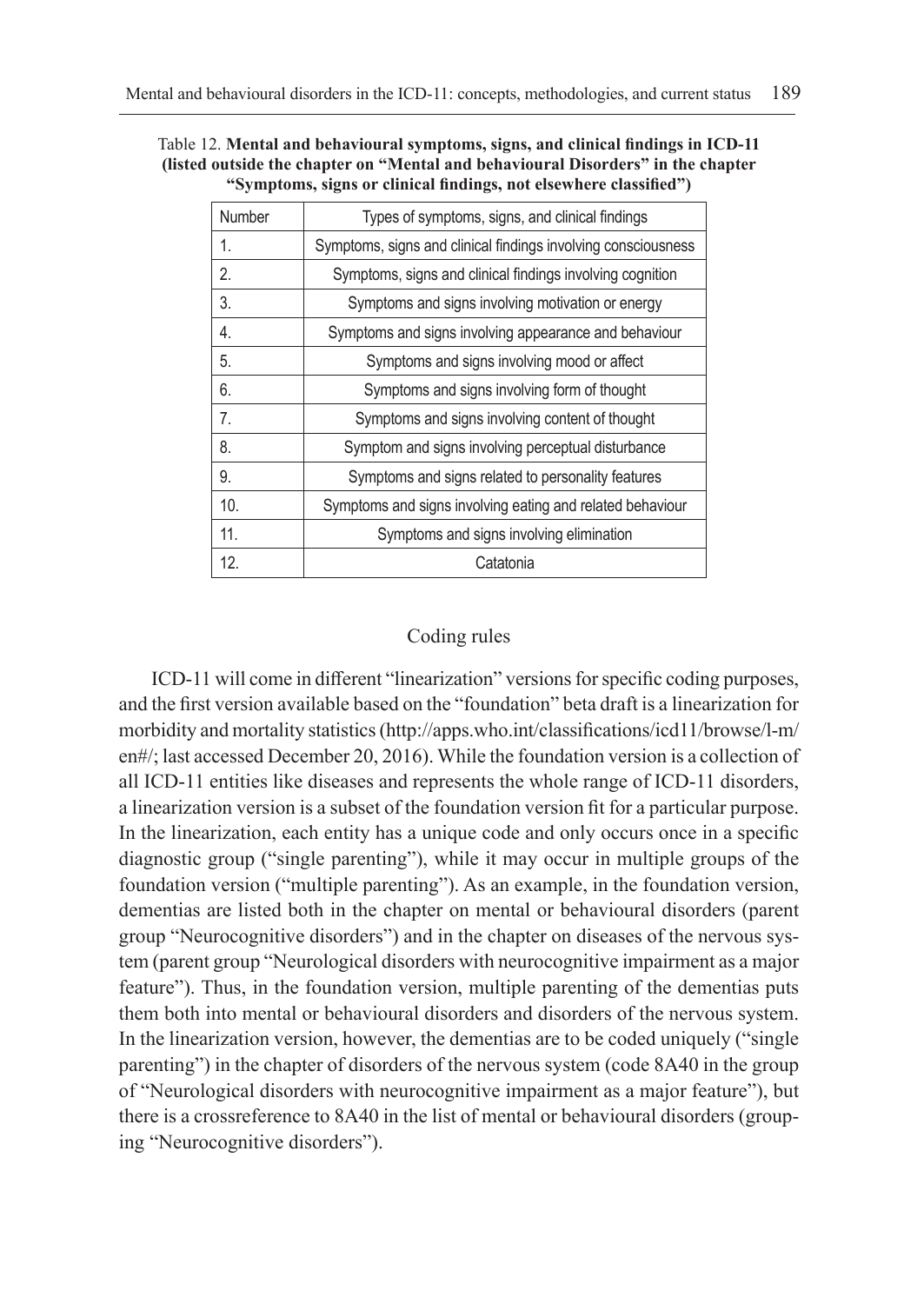Table 12. **Mental and behavioural symptoms, signs, and clinical findings in ICD-11 (listed outside the chapter on "Mental and behavioural Disorders" in the chapter "Symptoms, signs or clinical findings, not elsewhere classified")**

| Number | Types of symptoms, signs, and clinical findings |
|---|---|
| 1. | Symptoms, signs and clinical findings involving consciousness |
| 2. | Symptoms, signs and clinical findings involving cognition |
| 3. | Symptoms and signs involving motivation or energy |
| 4. | Symptoms and signs involving appearance and behaviour |
| 5. | Symptoms and signs involving mood or affect |
| 6. | Symptoms and signs involving form of thought |
| 7. | Symptoms and signs involving content of thought |
| 8. | Symptom and signs involving perceptual disturbance |
| 9. | Symptoms and signs related to personality features |
| 10. | Symptoms and signs involving eating and related behaviour |
| 11. | Symptoms and signs involving elimination |
| 12. | Catatonia |

## Coding rules

ICD-11 will come in different "linearization" versions for specific coding purposes, and the first version available based on the "foundation" beta draft is a linearization for morbidity and mortality statistics (http://apps.who.int/classifications/icd11/browse/l-m/en#/; last accessed December 20, 2016). While the foundation version is a collection of all ICD-11 entities like diseases and represents the whole range of ICD-11 disorders, a linearization version is a subset of the foundation version fit for a particular purpose. In the linearization, each entity has a unique code and only occurs once in a specific diagnostic group ("single parenting"), while it may occur in multiple groups of the foundation version ("multiple parenting"). As an example, in the foundation version, dementias are listed both in the chapter on mental or behavioural disorders (parent group "Neurocognitive disorders") and in the chapter on diseases of the nervous system (parent group "Neurological disorders with neurocognitive impairment as a major feature"). Thus, in the foundation version, multiple parenting of the dementias puts them both into mental or behavioural disorders and disorders of the nervous system. In the linearization version, however, the dementias are to be coded uniquely ("single parenting") in the chapter of disorders of the nervous system (code 8A40 in the group of "Neurological disorders with neurocognitive impairment as a major feature"), but there is a crossreference to 8A40 in the list of mental or behavioural disorders (grouping "Neurocognitive disorders").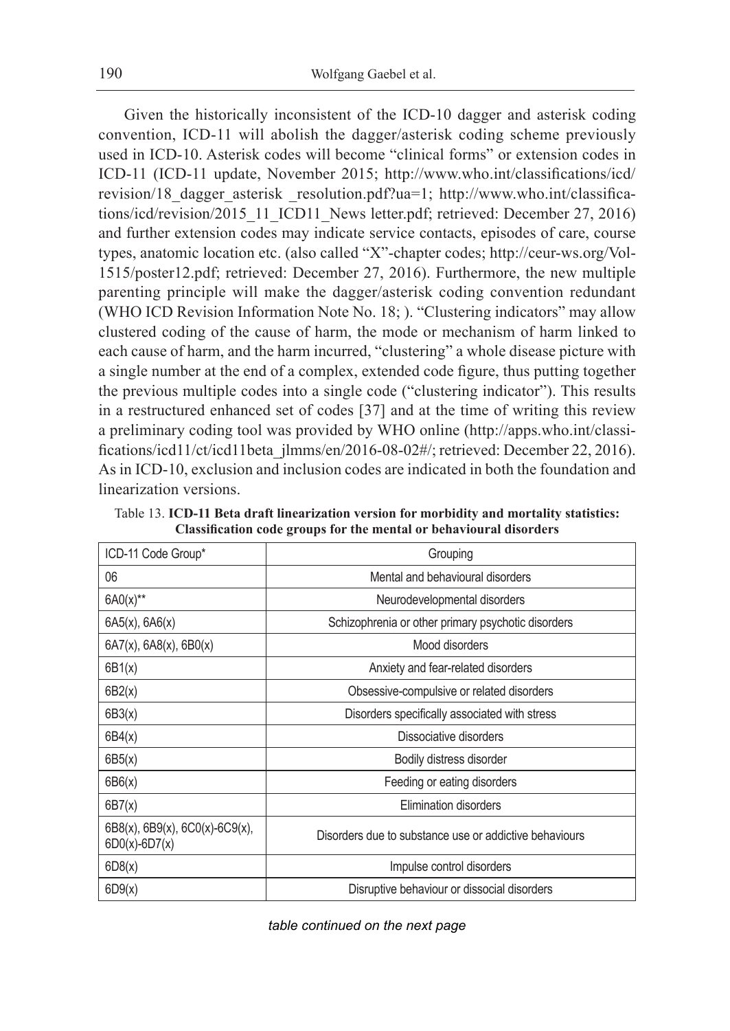Given the historically inconsistent of the ICD-10 dagger and asterisk coding convention, ICD-11 will abolish the dagger/asterisk coding scheme previously used in ICD-10. Asterisk codes will become "clinical forms" or extension codes in ICD-11 (ICD-11 update, November 2015; http://www.who.int/classifications/icd/revision/18_dagger_asterisk _resolution.pdf?ua=1; http://www.who.int/classifications/icd/revision/2015_11_ICD11_News letter.pdf; retrieved: December 27, 2016) and further extension codes may indicate service contacts, episodes of care, course types, anatomic location etc. (also called "X"-chapter codes; http://ceur-ws.org/Vol-1515/poster12.pdf; retrieved: December 27, 2016). Furthermore, the new multiple parenting principle will make the dagger/asterisk coding convention redundant (WHO ICD Revision Information Note No. 18; ). "Clustering indicators" may allow clustered coding of the cause of harm, the mode or mechanism of harm linked to each cause of harm, and the harm incurred, "clustering" a whole disease picture with a single number at the end of a complex, extended code figure, thus putting together the previous multiple codes into a single code ("clustering indicator"). This results in a restructured enhanced set of codes [37] and at the time of writing this review a preliminary coding tool was provided by WHO online (http://apps.who.int/classifications/icd11/ct/icd11beta_jlmms/en/2016-08-02#/; retrieved: December 22, 2016). As in ICD-10, exclusion and inclusion codes are indicated in both the foundation and linearization versions.

Table 13. **ICD-11 Beta draft linearization version for morbidity and mortality statistics: Classification code groups for the mental or behavioural disorders**

| ICD-11 Code Group* | Grouping |
|---|---|
| 06 | Mental and behavioural disorders |
| 6A0(x)** | Neurodevelopmental disorders |
| 6A5(x), 6A6(x) | Schizophrenia or other primary psychotic disorders |
| 6A7(x), 6A8(x), 6B0(x) | Mood disorders |
| 6B1(x) | Anxiety and fear-related disorders |
| 6B2(x) | Obsessive-compulsive or related disorders |
| 6B3(x) | Disorders specifically associated with stress |
| 6B4(x) | Dissociative disorders |
| 6B5(x) | Bodily distress disorder |
| 6B6(x) | Feeding or eating disorders |
| 6B7(x) | Elimination disorders |
| 6B8(x), 6B9(x), 6C0(x)-6C9(x), 6D0(x)-6D7(x) | Disorders due to substance use or addictive behaviours |
| 6D8(x) | Impulse control disorders |
| 6D9(x) | Disruptive behaviour or dissocial disorders |

*table continued on the next page*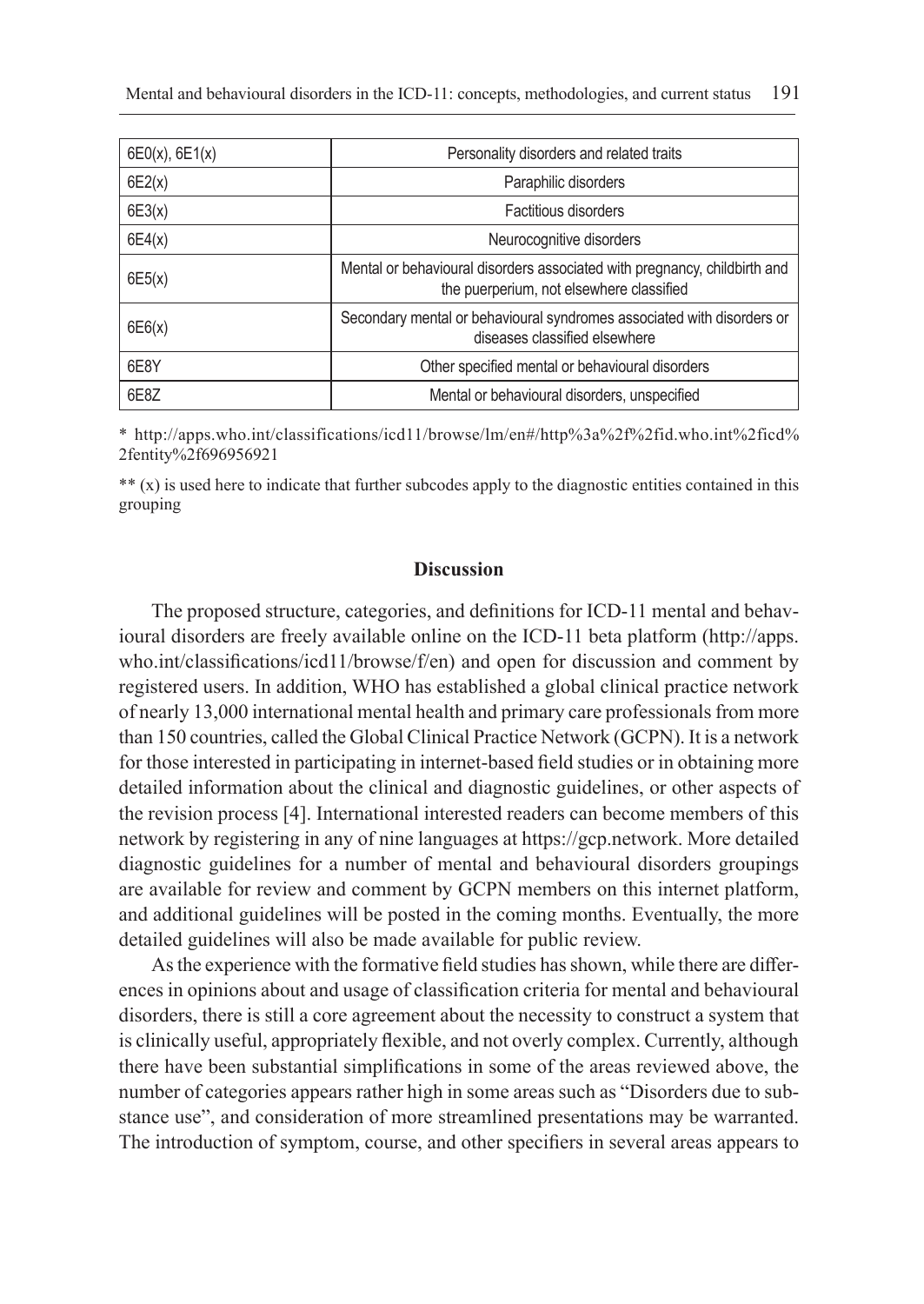| 6E0(x), 6E1(x) | Personality disorders and related traits |
|---|---|
| 6E2(x) | Paraphilic disorders |
| 6E3(x) | Factitious disorders |
| 6E4(x) | Neurocognitive disorders |
| 6E5(x) | Mental or behavioural disorders associated with pregnancy, childbirth and the puerperium, not elsewhere classified |
| 6E6(x) | Secondary mental or behavioural syndromes associated with disorders or diseases classified elsewhere |
| 6E8Y | Other specified mental or behavioural disorders |
| 6E8Z | Mental or behavioural disorders, unspecified |

* http://apps.who.int/classifications/icd11/browse/lm/en#/http%3a%2f%2fid.who.int%2ficd%2fentity%2f696956921

** (x) is used here to indicate that further subcodes apply to the diagnostic entities contained in this grouping

## Discussion

The proposed structure, categories, and definitions for ICD-11 mental and behavioural disorders are freely available online on the ICD-11 beta platform (http://apps.who.int/classifications/icd11/browse/f/en) and open for discussion and comment by registered users. In addition, WHO has established a global clinical practice network of nearly 13,000 international mental health and primary care professionals from more than 150 countries, called the Global Clinical Practice Network (GCPN). It is a network for those interested in participating in internet-based field studies or in obtaining more detailed information about the clinical and diagnostic guidelines, or other aspects of the revision process [4]. International interested readers can become members of this network by registering in any of nine languages at https://gcp.network. More detailed diagnostic guidelines for a number of mental and behavioural disorders groupings are available for review and comment by GCPN members on this internet platform, and additional guidelines will be posted in the coming months. Eventually, the more detailed guidelines will also be made available for public review.

As the experience with the formative field studies has shown, while there are differences in opinions about and usage of classification criteria for mental and behavioural disorders, there is still a core agreement about the necessity to construct a system that is clinically useful, appropriately flexible, and not overly complex. Currently, although there have been substantial simplifications in some of the areas reviewed above, the number of categories appears rather high in some areas such as "Disorders due to substance use", and consideration of more streamlined presentations may be warranted. The introduction of symptom, course, and other specifiers in several areas appears to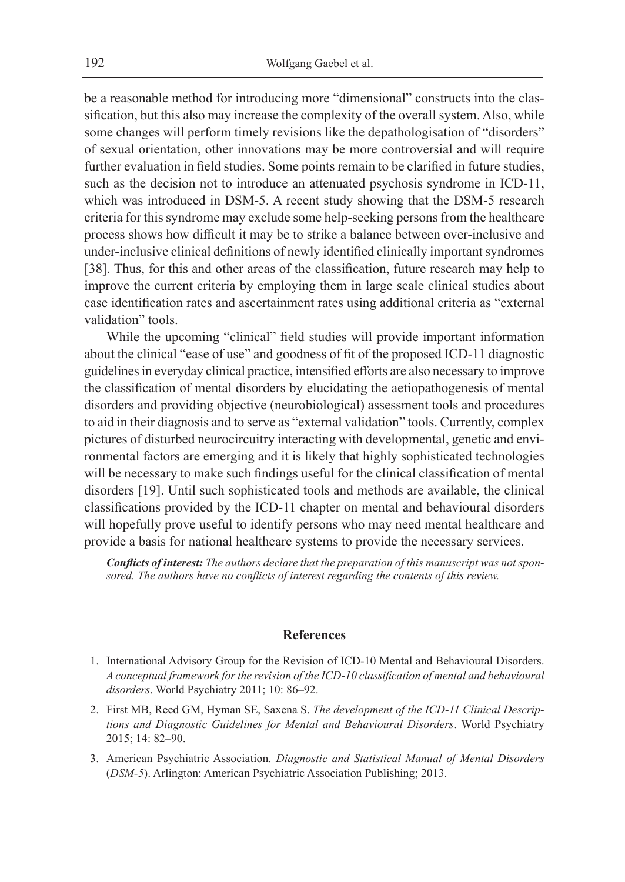be a reasonable method for introducing more "dimensional" constructs into the classification, but this also may increase the complexity of the overall system. Also, while some changes will perform timely revisions like the depathologisation of "disorders" of sexual orientation, other innovations may be more controversial and will require further evaluation in field studies. Some points remain to be clarified in future studies, such as the decision not to introduce an attenuated psychosis syndrome in ICD-11, which was introduced in DSM-5. A recent study showing that the DSM-5 research criteria for this syndrome may exclude some help-seeking persons from the healthcare process shows how difficult it may be to strike a balance between over-inclusive and under-inclusive clinical definitions of newly identified clinically important syndromes [38]. Thus, for this and other areas of the classification, future research may help to improve the current criteria by employing them in large scale clinical studies about case identification rates and ascertainment rates using additional criteria as "external validation" tools.

While the upcoming "clinical" field studies will provide important information about the clinical "ease of use" and goodness of fit of the proposed ICD-11 diagnostic guidelines in everyday clinical practice, intensified efforts are also necessary to improve the classification of mental disorders by elucidating the aetiopathogenesis of mental disorders and providing objective (neurobiological) assessment tools and procedures to aid in their diagnosis and to serve as "external validation" tools. Currently, complex pictures of disturbed neurocircuitry interacting with developmental, genetic and environmental factors are emerging and it is likely that highly sophisticated technologies will be necessary to make such findings useful for the clinical classification of mental disorders [19]. Until such sophisticated tools and methods are available, the clinical classifications provided by the ICD-11 chapter on mental and behavioural disorders will hopefully prove useful to identify persons who may need mental healthcare and provide a basis for national healthcare systems to provide the necessary services.

***Conflicts of interest:*** *The authors declare that the preparation of this manuscript was not sponsored. The authors have no conflicts of interest regarding the contents of this review.*

## References

1. International Advisory Group for the Revision of ICD-10 Mental and Behavioural Disorders. *A conceptual framework for the revision of the ICD-10 classification of mental and behavioural disorders*. World Psychiatry 2011; 10: 86–92.
2. First MB, Reed GM, Hyman SE, Saxena S. *The development of the ICD-11 Clinical Descriptions and Diagnostic Guidelines for Mental and Behavioural Disorders*. World Psychiatry 2015; 14: 82–90.
3. American Psychiatric Association. *Diagnostic and Statistical Manual of Mental Disorders* (*DSM-5*). Arlington: American Psychiatric Association Publishing; 2013.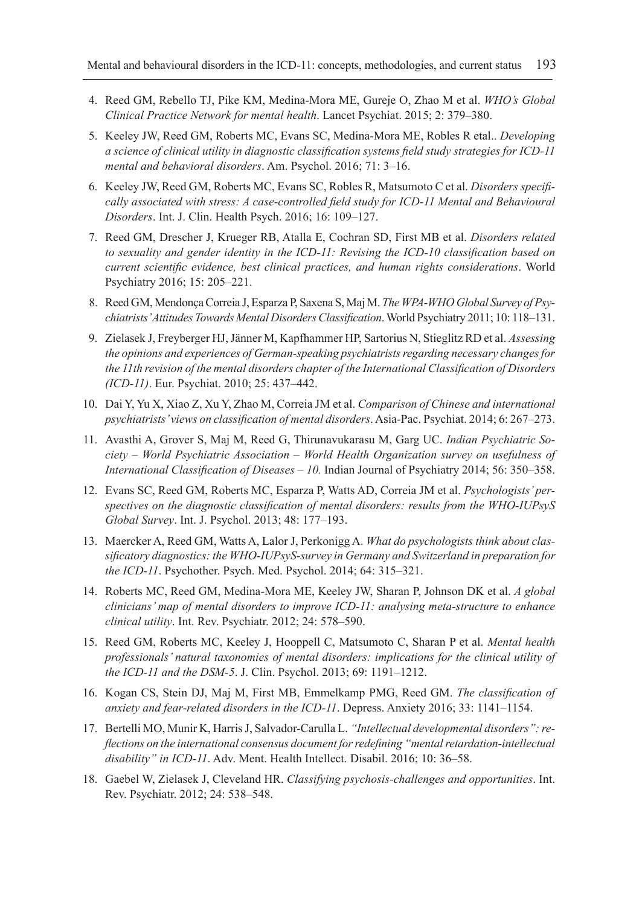4. Reed GM, Rebello TJ, Pike KM, Medina-Mora ME, Gureje O, Zhao M et al. *WHO's Global Clinical Practice Network for mental health*. Lancet Psychiat. 2015; 2: 379–380.
5. Keeley JW, Reed GM, Roberts MC, Evans SC, Medina-Mora ME, Robles R etal.. *Developing a science of clinical utility in diagnostic classification systems field study strategies for ICD-11 mental and behavioral disorders*. Am. Psychol. 2016; 71: 3–16.
6. Keeley JW, Reed GM, Roberts MC, Evans SC, Robles R, Matsumoto C et al. *Disorders specifically associated with stress: A case-controlled field study for ICD-11 Mental and Behavioural Disorders*. Int. J. Clin. Health Psych. 2016; 16: 109–127.
7. Reed GM, Drescher J, Krueger RB, Atalla E, Cochran SD, First MB et al. *Disorders related to sexuality and gender identity in the ICD-11: Revising the ICD-10 classification based on current scientific evidence, best clinical practices, and human rights considerations*. World Psychiatry 2016; 15: 205–221.
8. Reed GM, Mendonça Correia J, Esparza P, Saxena S, Maj M. *The WPA-WHO Global Survey of Psychiatrists' Attitudes Towards Mental Disorders Classification*. World Psychiatry 2011; 10: 118–131.
9. Zielasek J, Freyberger HJ, Jänner M, Kapfhammer HP, Sartorius N, Stieglitz RD et al. *Assessing the opinions and experiences of German-speaking psychiatrists regarding necessary changes for the 11th revision of the mental disorders chapter of the International Classification of Disorders (ICD-11)*. Eur. Psychiat. 2010; 25: 437–442.
10. Dai Y, Yu X, Xiao Z, Xu Y, Zhao M, Correia JM et al. *Comparison of Chinese and international psychiatrists' views on classification of mental disorders*. Asia-Pac. Psychiat. 2014; 6: 267–273.
11. Avasthi A, Grover S, Maj M, Reed G, Thirunavukarasu M, Garg UC. *Indian Psychiatric Society – World Psychiatric Association – World Health Organization survey on usefulness of International Classification of Diseases – 10.* Indian Journal of Psychiatry 2014; 56: 350–358.
12. Evans SC, Reed GM, Roberts MC, Esparza P, Watts AD, Correia JM et al. *Psychologists' perspectives on the diagnostic classification of mental disorders: results from the WHO-IUPsyS Global Survey*. Int. J. Psychol. 2013; 48: 177–193.
13. Maercker A, Reed GM, Watts A, Lalor J, Perkonigg A. *What do psychologists think about classificatory diagnostics: the WHO-IUPsyS-survey in Germany and Switzerland in preparation for the ICD-11*. Psychother. Psych. Med. Psychol. 2014; 64: 315–321.
14. Roberts MC, Reed GM, Medina-Mora ME, Keeley JW, Sharan P, Johnson DK et al. *A global clinicians' map of mental disorders to improve ICD-11: analysing meta-structure to enhance clinical utility*. Int. Rev. Psychiatr. 2012; 24: 578–590.
15. Reed GM, Roberts MC, Keeley J, Hooppell C, Matsumoto C, Sharan P et al. *Mental health professionals' natural taxonomies of mental disorders: implications for the clinical utility of the ICD-11 and the DSM-5*. J. Clin. Psychol. 2013; 69: 1191–1212.
16. Kogan CS, Stein DJ, Maj M, First MB, Emmelkamp PMG, Reed GM. *The classification of anxiety and fear-related disorders in the ICD-11*. Depress. Anxiety 2016; 33: 1141–1154.
17. Bertelli MO, Munir K, Harris J, Salvador-Carulla L. *"Intellectual developmental disorders": reflections on the international consensus document for redefining "mental retardation-intellectual disability" in ICD-11*. Adv. Ment. Health Intellect. Disabil. 2016; 10: 36–58.
18. Gaebel W, Zielasek J, Cleveland HR. *Classifying psychosis-challenges and opportunities*. Int. Rev. Psychiatr. 2012; 24: 538–548.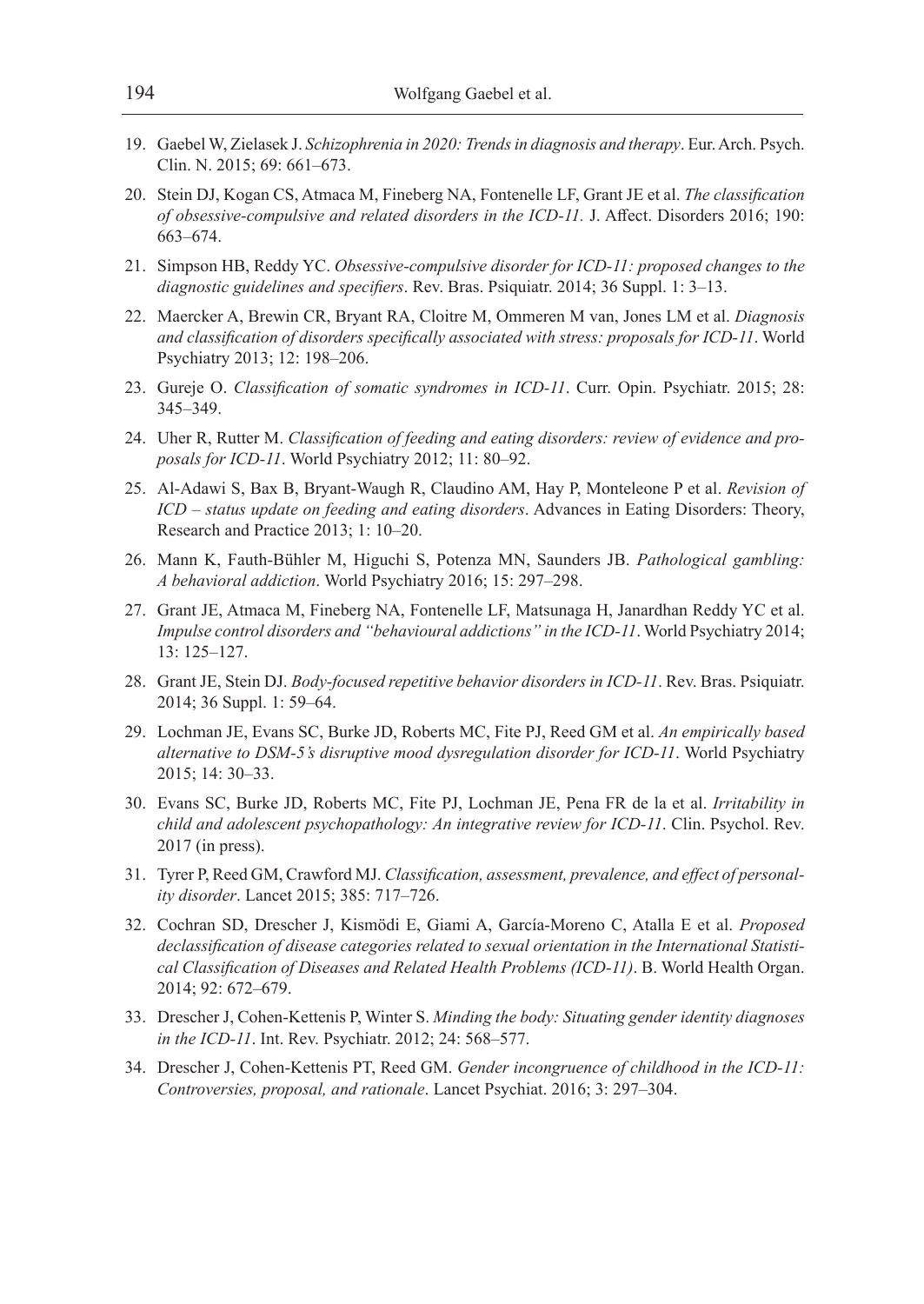19. Gaebel W, Zielasek J. *Schizophrenia in 2020: Trends in diagnosis and therapy*. Eur. Arch. Psych. Clin. N. 2015; 69: 661–673.

20. Stein DJ, Kogan CS, Atmaca M, Fineberg NA, Fontenelle LF, Grant JE et al. *The classification of obsessive-compulsive and related disorders in the ICD-11.* J. Affect. Disorders 2016; 190: 663–674.

21. Simpson HB, Reddy YC. *Obsessive-compulsive disorder for ICD-11: proposed changes to the diagnostic guidelines and specifiers*. Rev. Bras. Psiquiatr. 2014; 36 Suppl. 1: 3–13.

22. Maercker A, Brewin CR, Bryant RA, Cloitre M, Ommeren M van, Jones LM et al. *Diagnosis and classification of disorders specifically associated with stress: proposals for ICD-11*. World Psychiatry 2013; 12: 198–206.

23. Gureje O. *Classification of somatic syndromes in ICD-11*. Curr. Opin. Psychiatr. 2015; 28: 345–349.

24. Uher R, Rutter M. *Classification of feeding and eating disorders: review of evidence and proposals for ICD-11*. World Psychiatry 2012; 11: 80–92.

25. Al-Adawi S, Bax B, Bryant-Waugh R, Claudino AM, Hay P, Monteleone P et al. *Revision of ICD – status update on feeding and eating disorders*. Advances in Eating Disorders: Theory, Research and Practice 2013; 1: 10–20.

26. Mann K, Fauth-Bühler M, Higuchi S, Potenza MN, Saunders JB. *Pathological gambling: A behavioral addiction*. World Psychiatry 2016; 15: 297–298.

27. Grant JE, Atmaca M, Fineberg NA, Fontenelle LF, Matsunaga H, Janardhan Reddy YC et al. *Impulse control disorders and "behavioural addictions" in the ICD-11*. World Psychiatry 2014; 13: 125–127.

28. Grant JE, Stein DJ. *Body-focused repetitive behavior disorders in ICD-11*. Rev. Bras. Psiquiatr. 2014; 36 Suppl. 1: 59–64.

29. Lochman JE, Evans SC, Burke JD, Roberts MC, Fite PJ, Reed GM et al. *An empirically based alternative to DSM-5's disruptive mood dysregulation disorder for ICD-11*. World Psychiatry 2015; 14: 30–33.

30. Evans SC, Burke JD, Roberts MC, Fite PJ, Lochman JE, Pena FR de la et al. *Irritability in child and adolescent psychopathology: An integrative review for ICD-11*. Clin. Psychol. Rev. 2017 (in press).

31. Tyrer P, Reed GM, Crawford MJ. *Classification, assessment, prevalence, and effect of personality disorder*. Lancet 2015; 385: 717–726.

32. Cochran SD, Drescher J, Kismödi E, Giami A, García-Moreno C, Atalla E et al. *Proposed declassification of disease categories related to sexual orientation in the International Statistical Classification of Diseases and Related Health Problems (ICD-11)*. B. World Health Organ. 2014; 92: 672–679.

33. Drescher J, Cohen-Kettenis P, Winter S. *Minding the body: Situating gender identity diagnoses in the ICD-11*. Int. Rev. Psychiatr. 2012; 24: 568–577.

34. Drescher J, Cohen-Kettenis PT, Reed GM. *Gender incongruence of childhood in the ICD-11: Controversies, proposal, and rationale*. Lancet Psychiat. 2016; 3: 297–304.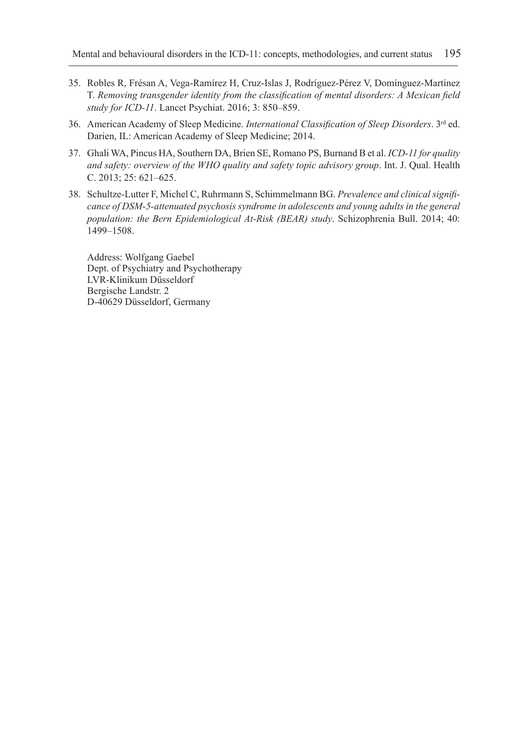35. Robles R, Frésan A, Vega-Ramírez H, Cruz-Islas J, Rodríguez-Pérez V, Domínguez-Martínez T. *Removing transgender identity from the classification of mental disorders: A Mexican field study for ICD-11*. Lancet Psychiat. 2016; 3: 850–859.
36. American Academy of Sleep Medicine. *International Classification of Sleep Disorders*. 3rd ed. Darien, IL: American Academy of Sleep Medicine; 2014.
37. Ghali WA, Pincus HA, Southern DA, Brien SE, Romano PS, Burnand B et al. *ICD-11 for quality and safety: overview of the WHO quality and safety topic advisory group*. Int. J. Qual. Health C. 2013; 25: 621–625.
38. Schultze-Lutter F, Michel C, Ruhrmann S, Schimmelmann BG. *Prevalence and clinical significance of DSM-5-attenuated psychosis syndrome in adolescents and young adults in the general population: the Bern Epidemiological At-Risk (BEAR) study*. Schizophrenia Bull. 2014; 40: 1499–1508.

Address: Wolfgang Gaebel
Dept. of Psychiatry and Psychotherapy
LVR-Klinikum Düsseldorf
Bergische Landstr. 2
D-40629 Düsseldorf, Germany